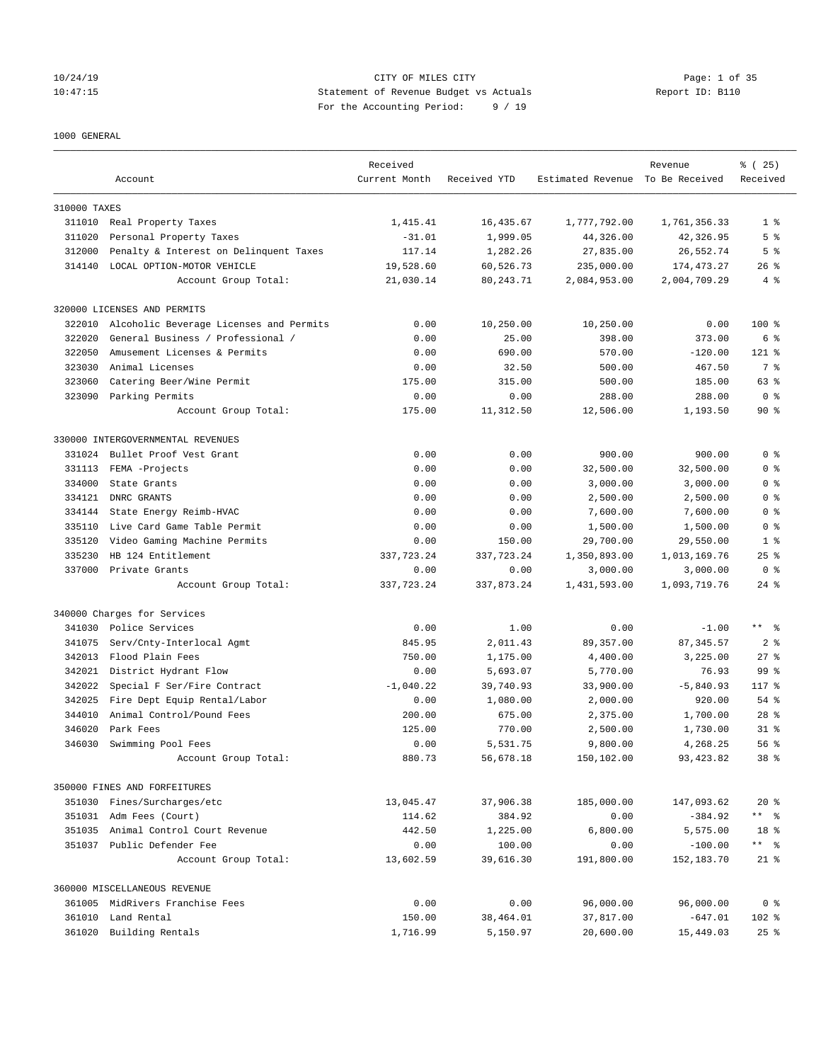CITY OF MILES CITY
Statement of Revenue Budget vs Actuals
For the Accounting Period: 9 / 19

1000 GENERAL

| Account | | Received Current Month | Received YTD | Estimated Revenue | Revenue To Be Received | % ( 25) Received |
|---|---|---|---|---|---|---|
| **310000 TAXES** | | | | | | |
| 311010 | Real Property Taxes | 1,415.41 | 16,435.67 | 1,777,792.00 | 1,761,356.33 | 1 % |
| 311020 | Personal Property Taxes | -31.01 | 1,999.05 | 44,326.00 | 42,326.95 | 5 % |
| 312000 | Penalty & Interest on Delinquent Taxes | 117.14 | 1,282.26 | 27,835.00 | 26,552.74 | 5 % |
| 314140 | LOCAL OPTION-MOTOR VEHICLE | 19,528.60 | 60,526.73 | 235,000.00 | 174,473.27 | 26 % |
| | Account Group Total: | 21,030.14 | 80,243.71 | 2,084,953.00 | 2,004,709.29 | 4 % |
| **320000 LICENSES AND PERMITS** | | | | | | |
| 322010 | Alcoholic Beverage Licenses and Permits | 0.00 | 10,250.00 | 10,250.00 | 0.00 | 100 % |
| 322020 | General Business / Professional / | 0.00 | 25.00 | 398.00 | 373.00 | 6 % |
| 322050 | Amusement Licenses & Permits | 0.00 | 690.00 | 570.00 | -120.00 | 121 % |
| 323030 | Animal Licenses | 0.00 | 32.50 | 500.00 | 467.50 | 7 % |
| 323060 | Catering Beer/Wine Permit | 175.00 | 315.00 | 500.00 | 185.00 | 63 % |
| 323090 | Parking Permits | 0.00 | 0.00 | 288.00 | 288.00 | 0 % |
| | Account Group Total: | 175.00 | 11,312.50 | 12,506.00 | 1,193.50 | 90 % |
| **330000 INTERGOVERNMENTAL REVENUES** | | | | | | |
| 331024 | Bullet Proof Vest Grant | 0.00 | 0.00 | 900.00 | 900.00 | 0 % |
| 331113 | FEMA -Projects | 0.00 | 0.00 | 32,500.00 | 32,500.00 | 0 % |
| 334000 | State Grants | 0.00 | 0.00 | 3,000.00 | 3,000.00 | 0 % |
| 334121 | DNRC GRANTS | 0.00 | 0.00 | 2,500.00 | 2,500.00 | 0 % |
| 334144 | State Energy Reimb-HVAC | 0.00 | 0.00 | 7,600.00 | 7,600.00 | 0 % |
| 335110 | Live Card Game Table Permit | 0.00 | 0.00 | 1,500.00 | 1,500.00 | 0 % |
| 335120 | Video Gaming Machine Permits | 0.00 | 150.00 | 29,700.00 | 29,550.00 | 1 % |
| 335230 | HB 124 Entitlement | 337,723.24 | 337,723.24 | 1,350,893.00 | 1,013,169.76 | 25 % |
| 337000 | Private Grants | 0.00 | 0.00 | 3,000.00 | 3,000.00 | 0 % |
| | Account Group Total: | 337,723.24 | 337,873.24 | 1,431,593.00 | 1,093,719.76 | 24 % |
| **340000 Charges for Services** | | | | | | |
| 341030 | Police Services | 0.00 | 1.00 | 0.00 | -1.00 | ** % |
| 341075 | Serv/Cnty-Interlocal Agmt | 845.95 | 2,011.43 | 89,357.00 | 87,345.57 | 2 % |
| 342013 | Flood Plain Fees | 750.00 | 1,175.00 | 4,400.00 | 3,225.00 | 27 % |
| 342021 | District Hydrant Flow | 0.00 | 5,693.07 | 5,770.00 | 76.93 | 99 % |
| 342022 | Special F Ser/Fire Contract | -1,040.22 | 39,740.93 | 33,900.00 | -5,840.93 | 117 % |
| 342025 | Fire Dept Equip Rental/Labor | 0.00 | 1,080.00 | 2,000.00 | 920.00 | 54 % |
| 344010 | Animal Control/Pound Fees | 200.00 | 675.00 | 2,375.00 | 1,700.00 | 28 % |
| 346020 | Park Fees | 125.00 | 770.00 | 2,500.00 | 1,730.00 | 31 % |
| 346030 | Swimming Pool Fees | 0.00 | 5,531.75 | 9,800.00 | 4,268.25 | 56 % |
| | Account Group Total: | 880.73 | 56,678.18 | 150,102.00 | 93,423.82 | 38 % |
| **350000 FINES AND FORFEITURES** | | | | | | |
| 351030 | Fines/Surcharges/etc | 13,045.47 | 37,906.38 | 185,000.00 | 147,093.62 | 20 % |
| 351031 | Adm Fees (Court) | 114.62 | 384.92 | 0.00 | -384.92 | ** % |
| 351035 | Animal Control Court Revenue | 442.50 | 1,225.00 | 6,800.00 | 5,575.00 | 18 % |
| 351037 | Public Defender Fee | 0.00 | 100.00 | 0.00 | -100.00 | ** % |
| | Account Group Total: | 13,602.59 | 39,616.30 | 191,800.00 | 152,183.70 | 21 % |
| **360000 MISCELLANEOUS REVENUE** | | | | | | |
| 361005 | MidRivers Franchise Fees | 0.00 | 0.00 | 96,000.00 | 96,000.00 | 0 % |
| 361010 | Land Rental | 150.00 | 38,464.01 | 37,817.00 | -647.01 | 102 % |
| 361020 | Building Rentals | 1,716.99 | 5,150.97 | 20,600.00 | 15,449.03 | 25 % |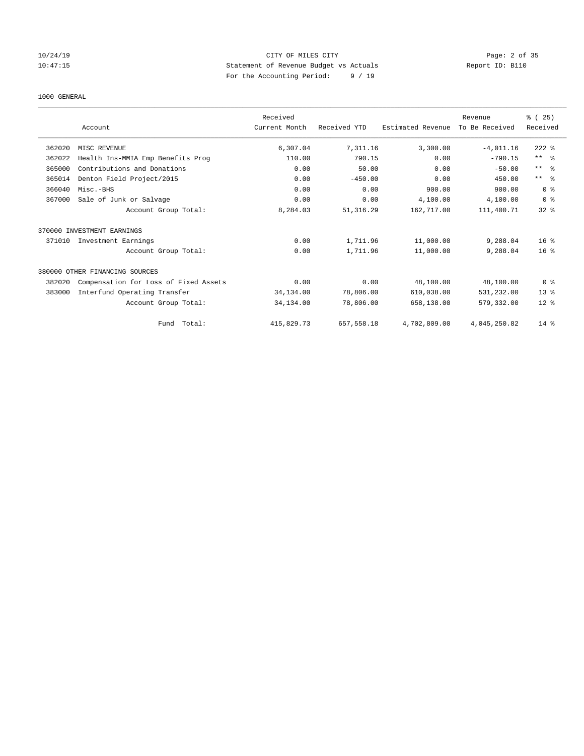CITY OF MILES CITY
Statement of Revenue Budget vs Actuals
For the Accounting Period: 9 / 19

1000 GENERAL

| Account | | Received Current Month | Received YTD | Estimated Revenue | Revenue To Be Received | % ( 25) Received |
|---|---|---|---|---|---|---|
| 362020 | MISC REVENUE | 6,307.04 | 7,311.16 | 3,300.00 | -4,011.16 | 222 % |
| 362022 | Health Ins-MMIA Emp Benefits Prog | 110.00 | 790.15 | 0.00 | -790.15 | ** % |
| 365000 | Contributions and Donations | 0.00 | 50.00 | 0.00 | -50.00 | ** % |
| 365014 | Denton Field Project/2015 | 0.00 | -450.00 | 0.00 | 450.00 | ** % |
| 366040 | Misc.-BHS | 0.00 | 0.00 | 900.00 | 900.00 | 0 % |
| 367000 | Sale of Junk or Salvage | 0.00 | 0.00 | 4,100.00 | 4,100.00 | 0 % |
| | Account Group Total: | 8,284.03 | 51,316.29 | 162,717.00 | 111,400.71 | 32 % |
| 370000 INVESTMENT EARNINGS | | | | | | |
| 371010 | Investment Earnings | 0.00 | 1,711.96 | 11,000.00 | 9,288.04 | 16 % |
| | Account Group Total: | 0.00 | 1,711.96 | 11,000.00 | 9,288.04 | 16 % |
| 380000 OTHER FINANCING SOURCES | | | | | | |
| 382020 | Compensation for Loss of Fixed Assets | 0.00 | 0.00 | 48,100.00 | 48,100.00 | 0 % |
| 383000 | Interfund Operating Transfer | 34,134.00 | 78,806.00 | 610,038.00 | 531,232.00 | 13 % |
| | Account Group Total: | 34,134.00 | 78,806.00 | 658,138.00 | 579,332.00 | 12 % |
| | Fund Total: | 415,829.73 | 657,558.18 | 4,702,809.00 | 4,045,250.82 | 14 % |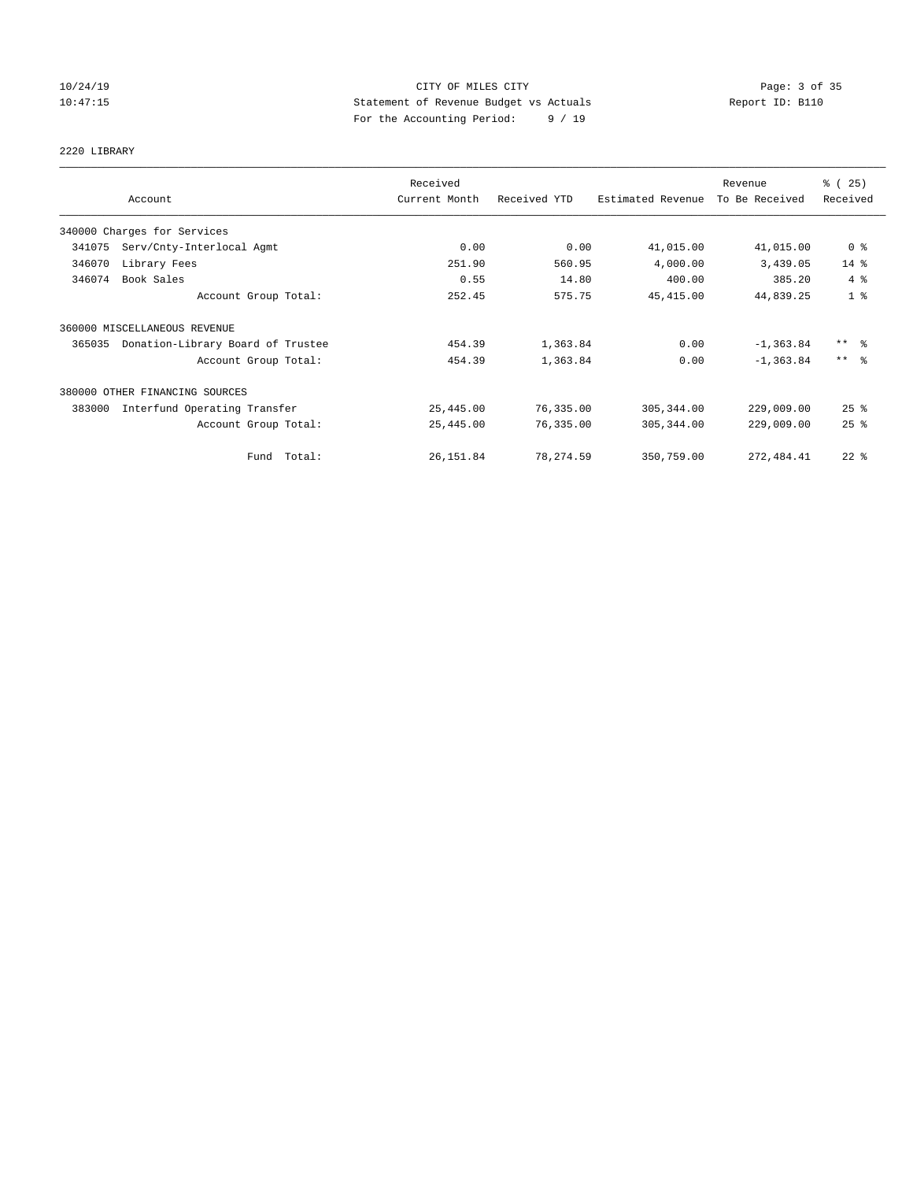10/24/19 CITY OF MILES CITY
10:47:15 Statement of Revenue Budget vs Actuals Report ID: B110
For the Accounting Period: 9 / 19

2220 LIBRARY

| Account | Received Current Month | Received YTD | Estimated Revenue | Revenue To Be Received | % ( 25) Received |
|---|---|---|---|---|---|
| 340000 Charges for Services | | | | | |
| 341075 Serv/Cnty-Interlocal Agmt | 0.00 | 0.00 | 41,015.00 | 41,015.00 | 0 % |
| 346070 Library Fees | 251.90 | 560.95 | 4,000.00 | 3,439.05 | 14 % |
| 346074 Book Sales | 0.55 | 14.80 | 400.00 | 385.20 | 4 % |
| Account Group Total: | 252.45 | 575.75 | 45,415.00 | 44,839.25 | 1 % |
| 360000 MISCELLANEOUS REVENUE | | | | | |
| 365035 Donation-Library Board of Trustee | 454.39 | 1,363.84 | 0.00 | -1,363.84 | ** % |
| Account Group Total: | 454.39 | 1,363.84 | 0.00 | -1,363.84 | ** % |
| 380000 OTHER FINANCING SOURCES | | | | | |
| 383000 Interfund Operating Transfer | 25,445.00 | 76,335.00 | 305,344.00 | 229,009.00 | 25 % |
| Account Group Total: | 25,445.00 | 76,335.00 | 305,344.00 | 229,009.00 | 25 % |
| Fund Total: | 26,151.84 | 78,274.59 | 350,759.00 | 272,484.41 | 22 % |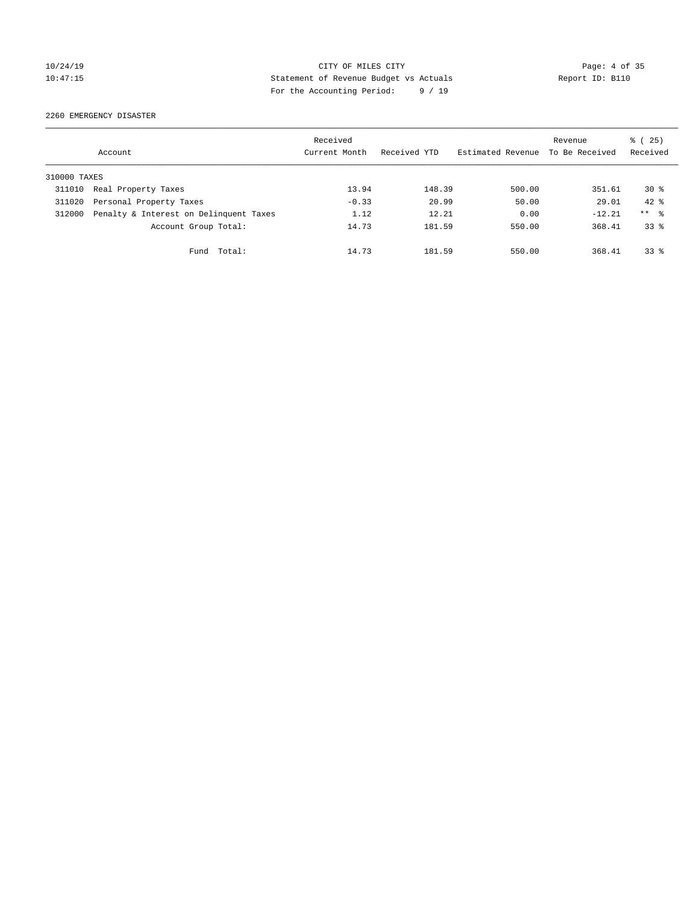CITY OF MILES CITY
Statement of Revenue Budget vs Actuals
For the Accounting Period: 9 / 19

10/24/19
10:47:15

Report ID: B110

2260 EMERGENCY DISASTER

| Account | | Received Current Month | Received YTD | Estimated Revenue | Revenue To Be Received | % ( 25) Received |
|---|---|---|---|---|---|---|
| 310000 TAXES | | | | | | |
| 311010 | Real Property Taxes | 13.94 | 148.39 | 500.00 | 351.61 | 30 % |
| 311020 | Personal Property Taxes | -0.33 | 20.99 | 50.00 | 29.01 | 42 % |
| 312000 | Penalty & Interest on Delinquent Taxes | 1.12 | 12.21 | 0.00 | -12.21 | ** % |
| | Account Group Total: | 14.73 | 181.59 | 550.00 | 368.41 | 33 % |
| | Fund Total: | 14.73 | 181.59 | 550.00 | 368.41 | 33 % |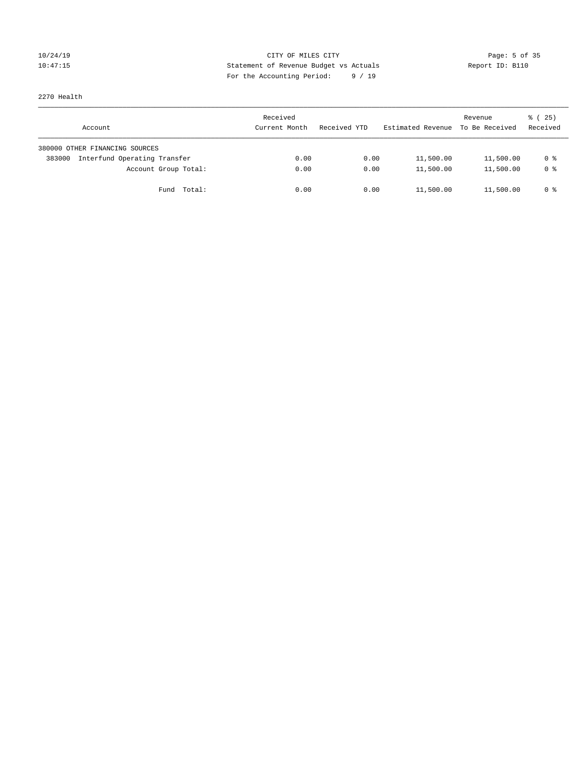CITY OF MILES CITY
Statement of Revenue Budget vs Actuals
For the Accounting Period: 9 / 19

10/24/19
10:47:15

Report ID: B110

2270 Health

| Account | Received Current Month | Received YTD | Estimated Revenue | Revenue To Be Received | % ( 25) Received |
|---|---|---|---|---|---|
| 380000 OTHER FINANCING SOURCES | | | | | |
| 383000 Interfund Operating Transfer | 0.00 | 0.00 | 11,500.00 | 11,500.00 | 0 % |
| Account Group Total: | 0.00 | 0.00 | 11,500.00 | 11,500.00 | 0 % |
| Fund Total: | 0.00 | 0.00 | 11,500.00 | 11,500.00 | 0 % |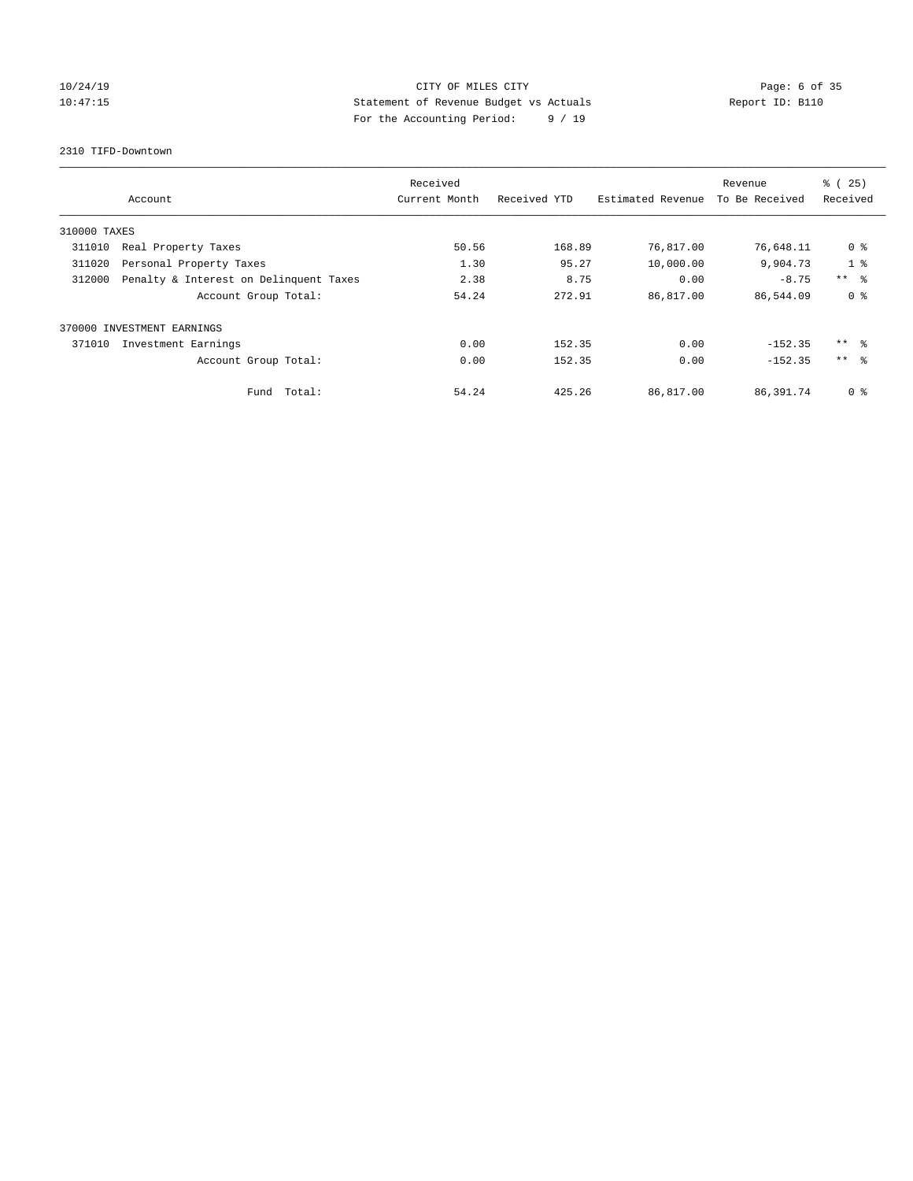CITY OF MILES CITY
Statement of Revenue Budget vs Actuals
For the Accounting Period: 9 / 19

10/24/19
10:47:15

Report ID: B110

2310 TIFD-Downtown

| Account | Received Current Month | Received YTD | Estimated Revenue | Revenue To Be Received | % ( 25) Received |
|---|---|---|---|---|---|
| 310000 TAXES | | | | | |
| 311010 Real Property Taxes | 50.56 | 168.89 | 76,817.00 | 76,648.11 | 0 % |
| 311020 Personal Property Taxes | 1.30 | 95.27 | 10,000.00 | 9,904.73 | 1 % |
| 312000 Penalty & Interest on Delinquent Taxes | 2.38 | 8.75 | 0.00 | -8.75 | ** % |
| Account Group Total: | 54.24 | 272.91 | 86,817.00 | 86,544.09 | 0 % |
| 370000 INVESTMENT EARNINGS | | | | | |
| 371010 Investment Earnings | 0.00 | 152.35 | 0.00 | -152.35 | ** % |
| Account Group Total: | 0.00 | 152.35 | 0.00 | -152.35 | ** % |
| Fund Total: | 54.24 | 425.26 | 86,817.00 | 86,391.74 | 0 % |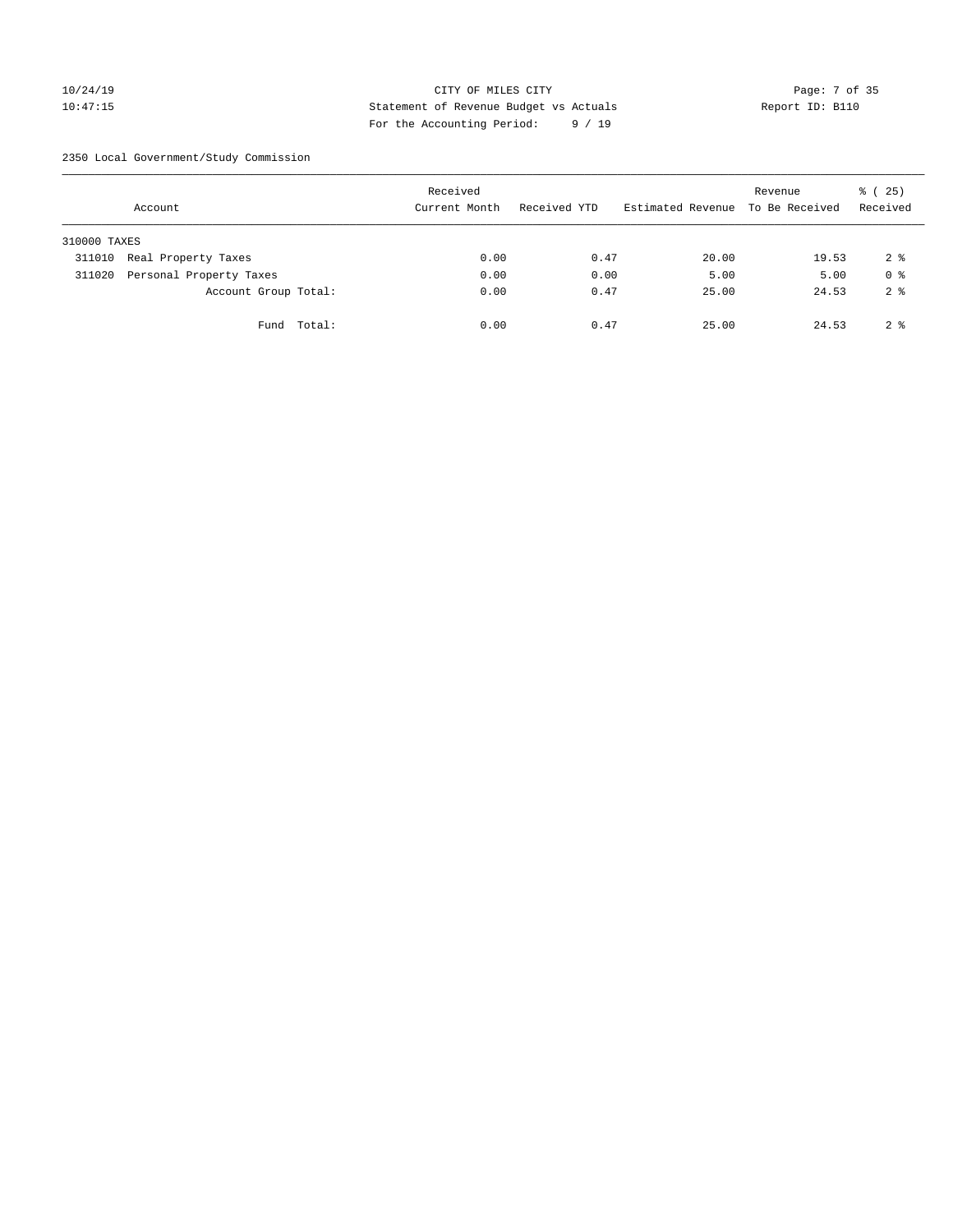CITY OF MILES CITY

Statement of Revenue Budget vs Actuals

For the Accounting Period: 9 / 19

10/24/19
10:47:15

Report ID: B110

2350 Local Government/Study Commission

| Account | Received Current Month | Received YTD | Estimated Revenue | Revenue To Be Received | % ( 25) Received |
|---|---|---|---|---|---|
| 310000 TAXES | | | | | |
| 311010 Real Property Taxes | 0.00 | 0.47 | 20.00 | 19.53 | 2 % |
| 311020 Personal Property Taxes | 0.00 | 0.00 | 5.00 | 5.00 | 0 % |
| Account Group Total: | 0.00 | 0.47 | 25.00 | 24.53 | 2 % |
| Fund Total: | 0.00 | 0.47 | 25.00 | 24.53 | 2 % |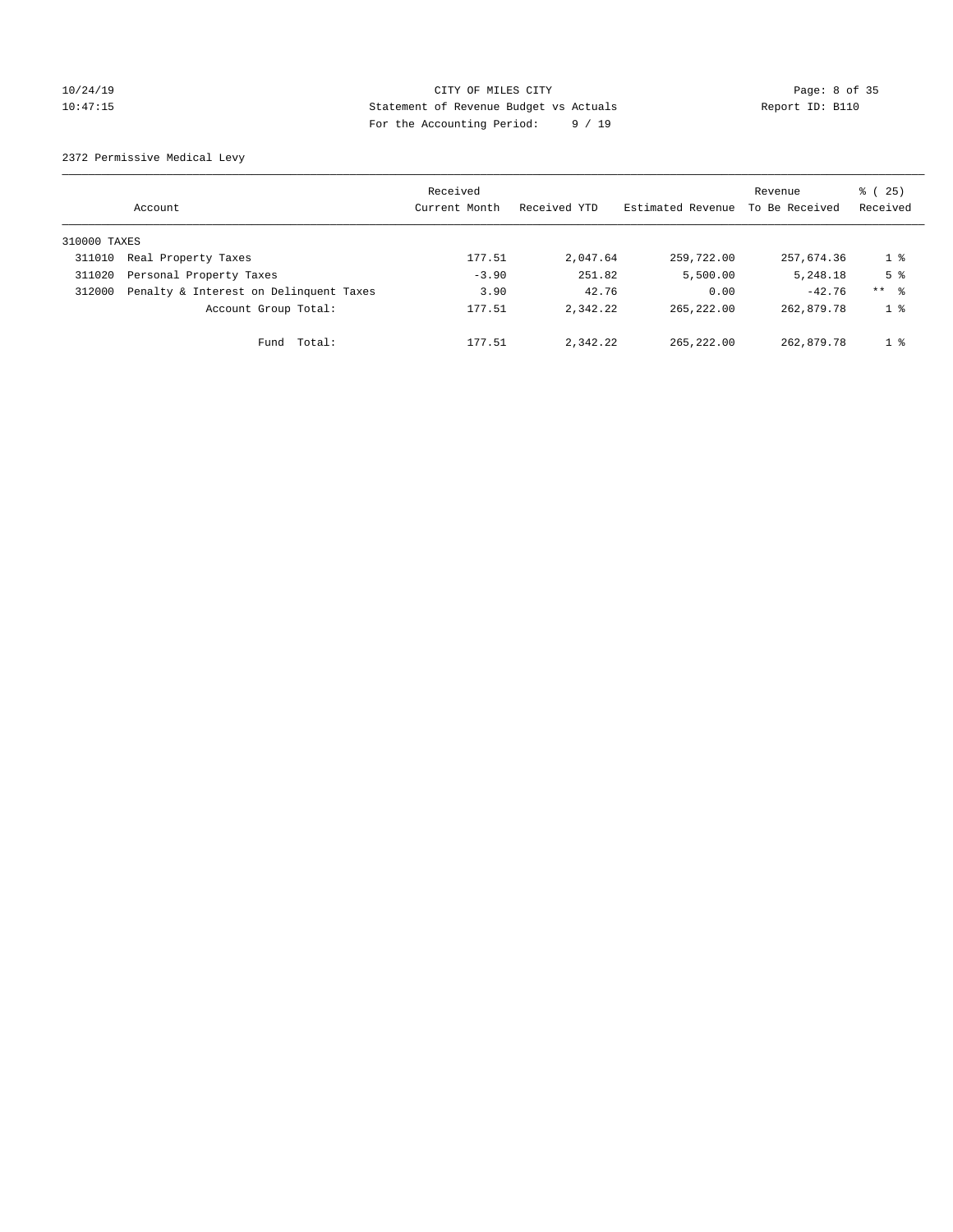2372 Permissive Medical Levy

| Account | | Received Current Month | Received YTD | Estimated Revenue | Revenue To Be Received | % ( 25) Received |
|---|---|---|---|---|---|---|
| 310000 TAXES | | | | | | |
| 311010 | Real Property Taxes | 177.51 | 2,047.64 | 259,722.00 | 257,674.36 | 1 % |
| 311020 | Personal Property Taxes | -3.90 | 251.82 | 5,500.00 | 5,248.18 | 5 % |
| 312000 | Penalty & Interest on Delinquent Taxes | 3.90 | 42.76 | 0.00 | -42.76 | ** % |
| | Account Group Total: | 177.51 | 2,342.22 | 265,222.00 | 262,879.78 | 1 % |
| | Fund Total: | 177.51 | 2,342.22 | 265,222.00 | 262,879.78 | 1 % |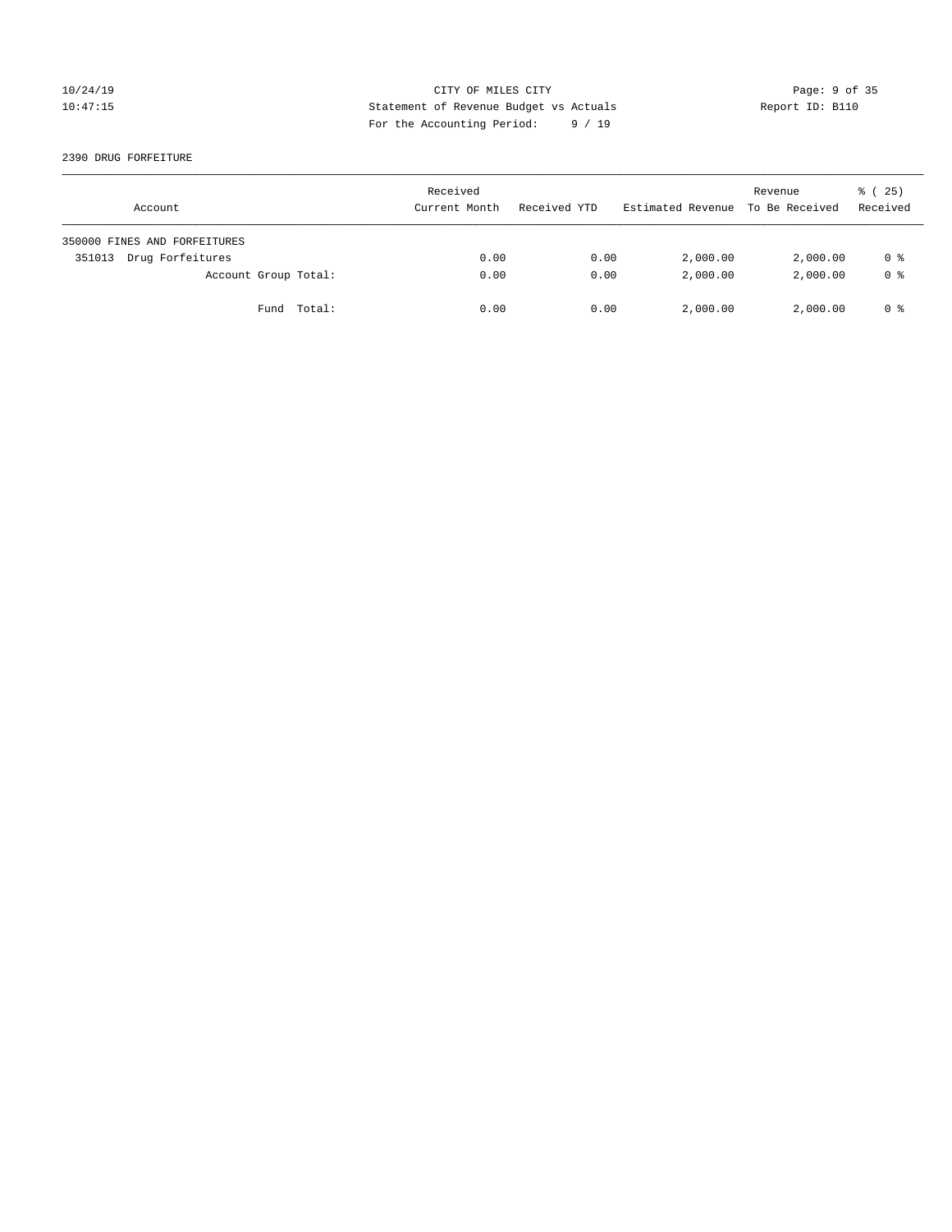CITY OF MILES CITY
Statement of Revenue Budget vs Actuals
For the Accounting Period: 9 / 19

10/24/19
10:47:15

Report ID: B110

2390 DRUG FORFEITURE

| Account | Received Current Month | Received YTD | Estimated Revenue | Revenue To Be Received | % ( 25) Received |
|---|---|---|---|---|---|
| 350000 FINES AND FORFEITURES | | | | | |
| 351013 Drug Forfeitures | 0.00 | 0.00 | 2,000.00 | 2,000.00 | 0 % |
| Account Group Total: | 0.00 | 0.00 | 2,000.00 | 2,000.00 | 0 % |
| Fund Total: | 0.00 | 0.00 | 2,000.00 | 2,000.00 | 0 % |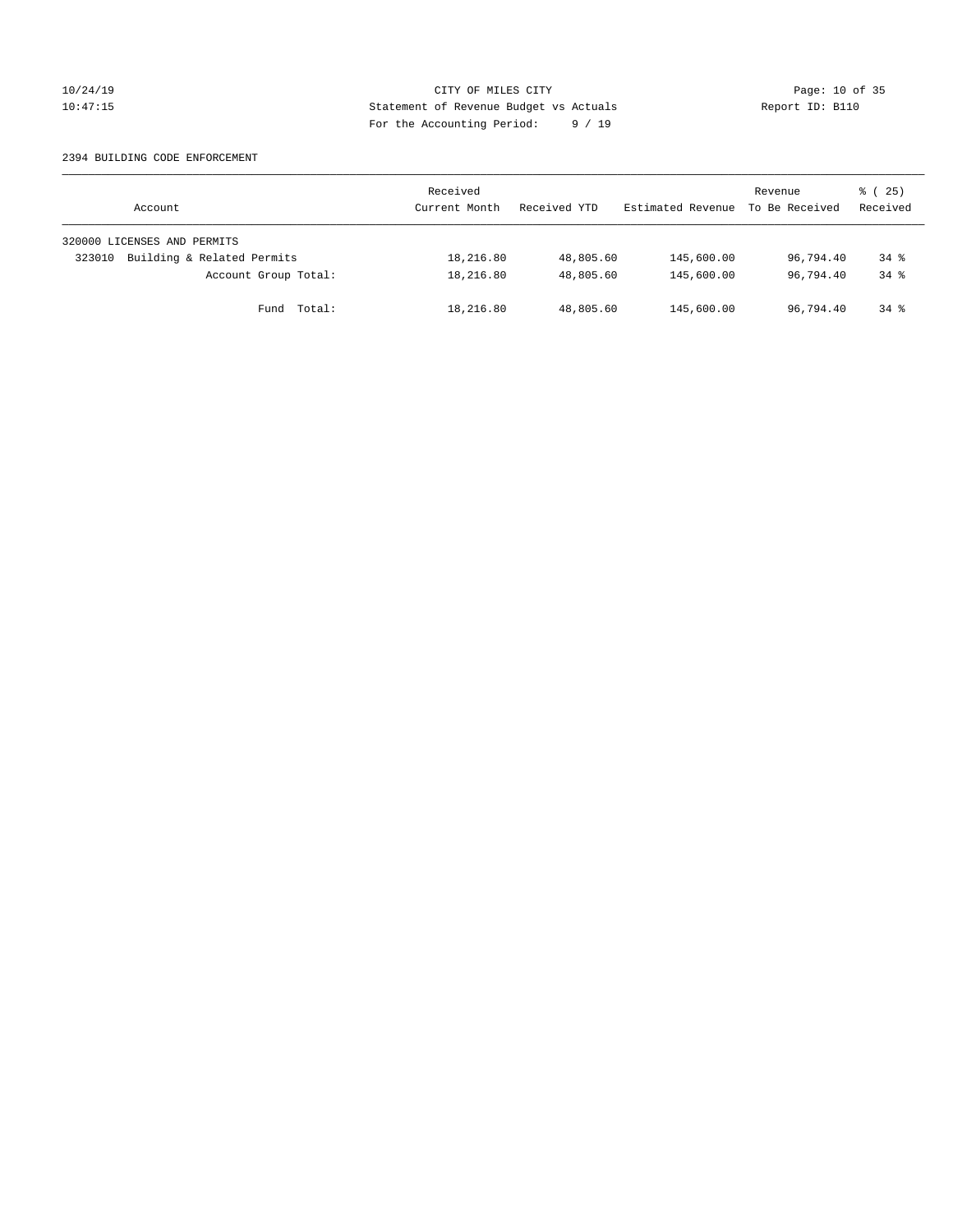CITY OF MILES CITY
Statement of Revenue Budget vs Actuals
For the Accounting Period: 9 / 19

2394 BUILDING CODE ENFORCEMENT

| Account | Received Current Month | Received YTD | Estimated Revenue | Revenue To Be Received | % ( 25) Received |
|---|---|---|---|---|---|
| 320000 LICENSES AND PERMITS | | | | | |
| 323010 Building & Related Permits | 18,216.80 | 48,805.60 | 145,600.00 | 96,794.40 | 34 % |
| Account Group Total: | 18,216.80 | 48,805.60 | 145,600.00 | 96,794.40 | 34 % |
| Fund Total: | 18,216.80 | 48,805.60 | 145,600.00 | 96,794.40 | 34 % |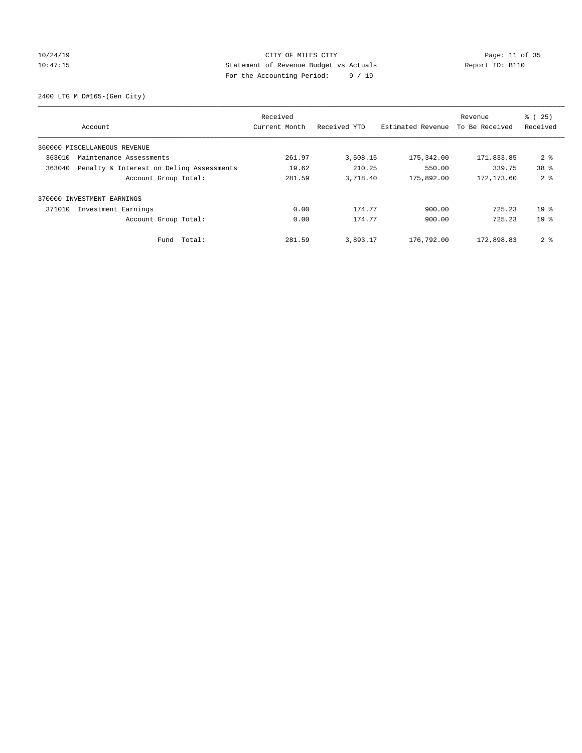CITY OF MILES CITY
Statement of Revenue Budget vs Actuals
For the Accounting Period: 9 / 19

10/24/19
10:47:15

Report ID: B110

2400 LTG M D#165-(Gen City)

| Account | Received Current Month | Received YTD | Estimated Revenue | Revenue To Be Received | % ( 25) Received |
|---|---|---|---|---|---|
| 360000 MISCELLANEOUS REVENUE | | | | | |
| 363010 Maintenance Assessments | 261.97 | 3,508.15 | 175,342.00 | 171,833.85 | 2 % |
| 363040 Penalty & Interest on Delinq Assessments | 19.62 | 210.25 | 550.00 | 339.75 | 38 % |
| Account Group Total: | 281.59 | 3,718.40 | 175,892.00 | 172,173.60 | 2 % |
| 370000 INVESTMENT EARNINGS | | | | | |
| 371010 Investment Earnings | 0.00 | 174.77 | 900.00 | 725.23 | 19 % |
| Account Group Total: | 0.00 | 174.77 | 900.00 | 725.23 | 19 % |
| Fund Total: | 281.59 | 3,893.17 | 176,792.00 | 172,898.83 | 2 % |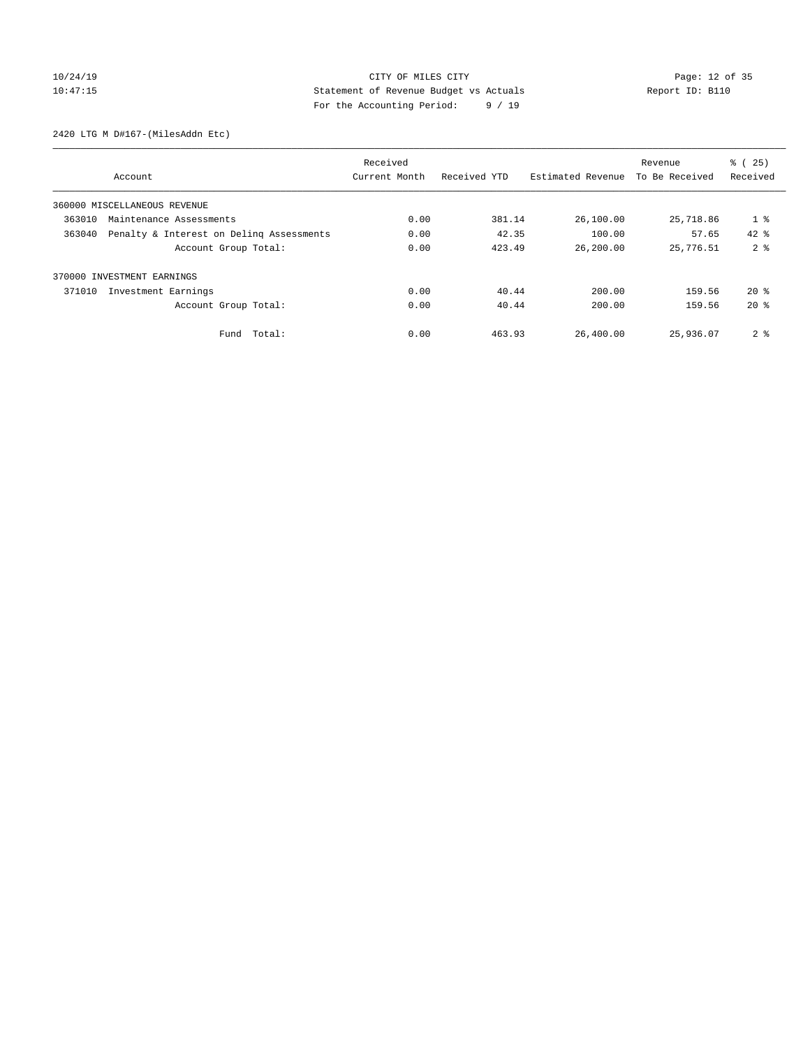CITY OF MILES CITY
Statement of Revenue Budget vs Actuals
For the Accounting Period: 9 / 19

10/24/19
10:47:15

Report ID: B110

2420 LTG M D#167-(MilesAddn Etc)

| Account | Received Current Month | Received YTD | Estimated Revenue | Revenue To Be Received | % ( 25) Received |
|---|---|---|---|---|---|
| 360000 MISCELLANEOUS REVENUE | | | | | |
| 363010 Maintenance Assessments | 0.00 | 381.14 | 26,100.00 | 25,718.86 | 1 % |
| 363040 Penalty & Interest on Delinq Assessments | 0.00 | 42.35 | 100.00 | 57.65 | 42 % |
| Account Group Total: | 0.00 | 423.49 | 26,200.00 | 25,776.51 | 2 % |
| 370000 INVESTMENT EARNINGS | | | | | |
| 371010 Investment Earnings | 0.00 | 40.44 | 200.00 | 159.56 | 20 % |
| Account Group Total: | 0.00 | 40.44 | 200.00 | 159.56 | 20 % |
| Fund Total: | 0.00 | 463.93 | 26,400.00 | 25,936.07 | 2 % |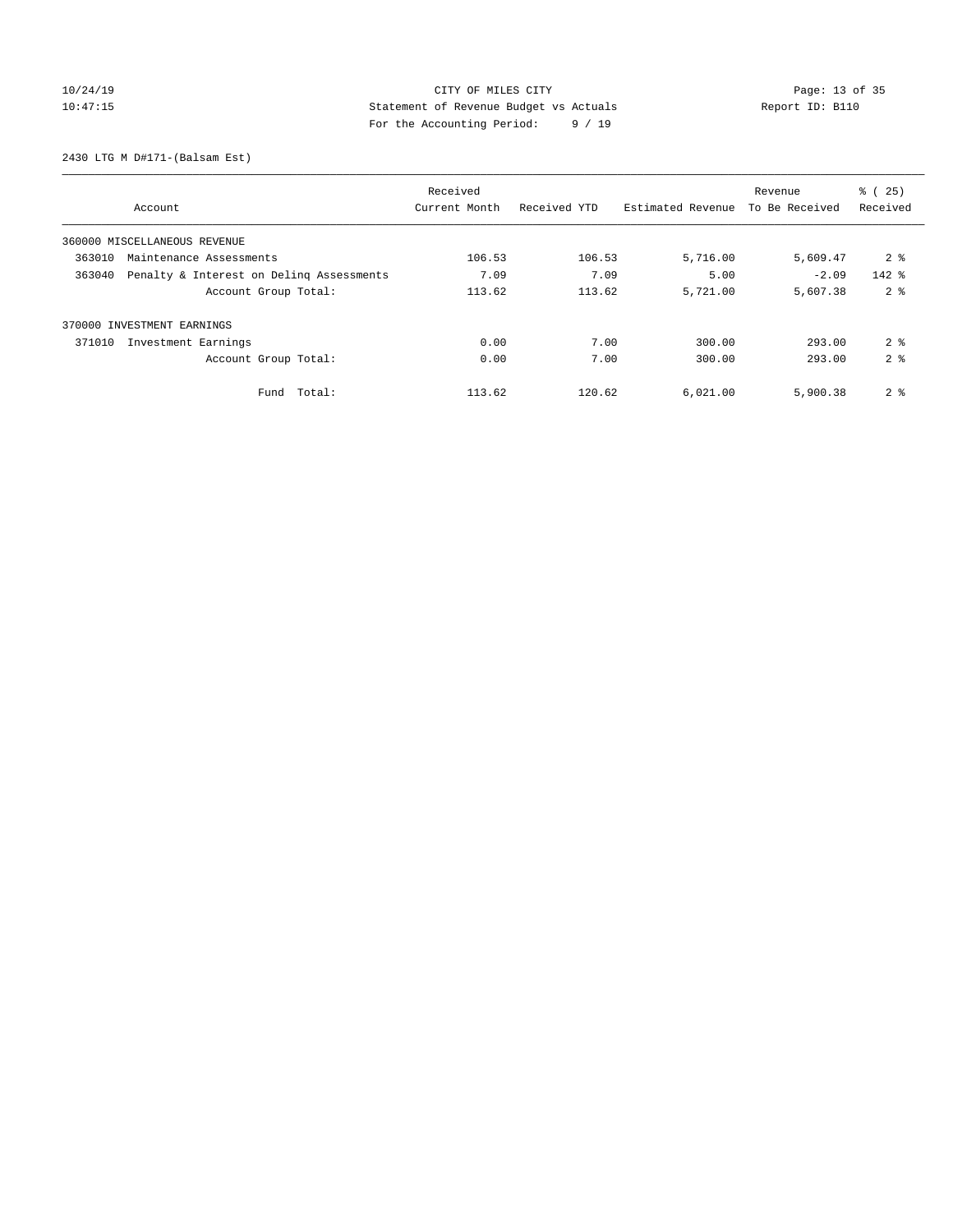CITY OF MILES CITY

Statement of Revenue Budget vs Actuals

Report ID: B110

10/24/19
10:47:15

For the Accounting Period: 9 / 19

2430 LTG M D#171-(Balsam Est)

| Account | Received Current Month | Received YTD | Estimated Revenue | Revenue To Be Received | % ( 25) Received |
|---|---|---|---|---|---|
| 360000 MISCELLANEOUS REVENUE | | | | | |
| 363010 Maintenance Assessments | 106.53 | 106.53 | 5,716.00 | 5,609.47 | 2 % |
| 363040 Penalty & Interest on Delinq Assessments | 7.09 | 7.09 | 5.00 | -2.09 | 142 % |
| Account Group Total: | 113.62 | 113.62 | 5,721.00 | 5,607.38 | 2 % |
| 370000 INVESTMENT EARNINGS | | | | | |
| 371010 Investment Earnings | 0.00 | 7.00 | 300.00 | 293.00 | 2 % |
| Account Group Total: | 0.00 | 7.00 | 300.00 | 293.00 | 2 % |
| Fund Total: | 113.62 | 120.62 | 6,021.00 | 5,900.38 | 2 % |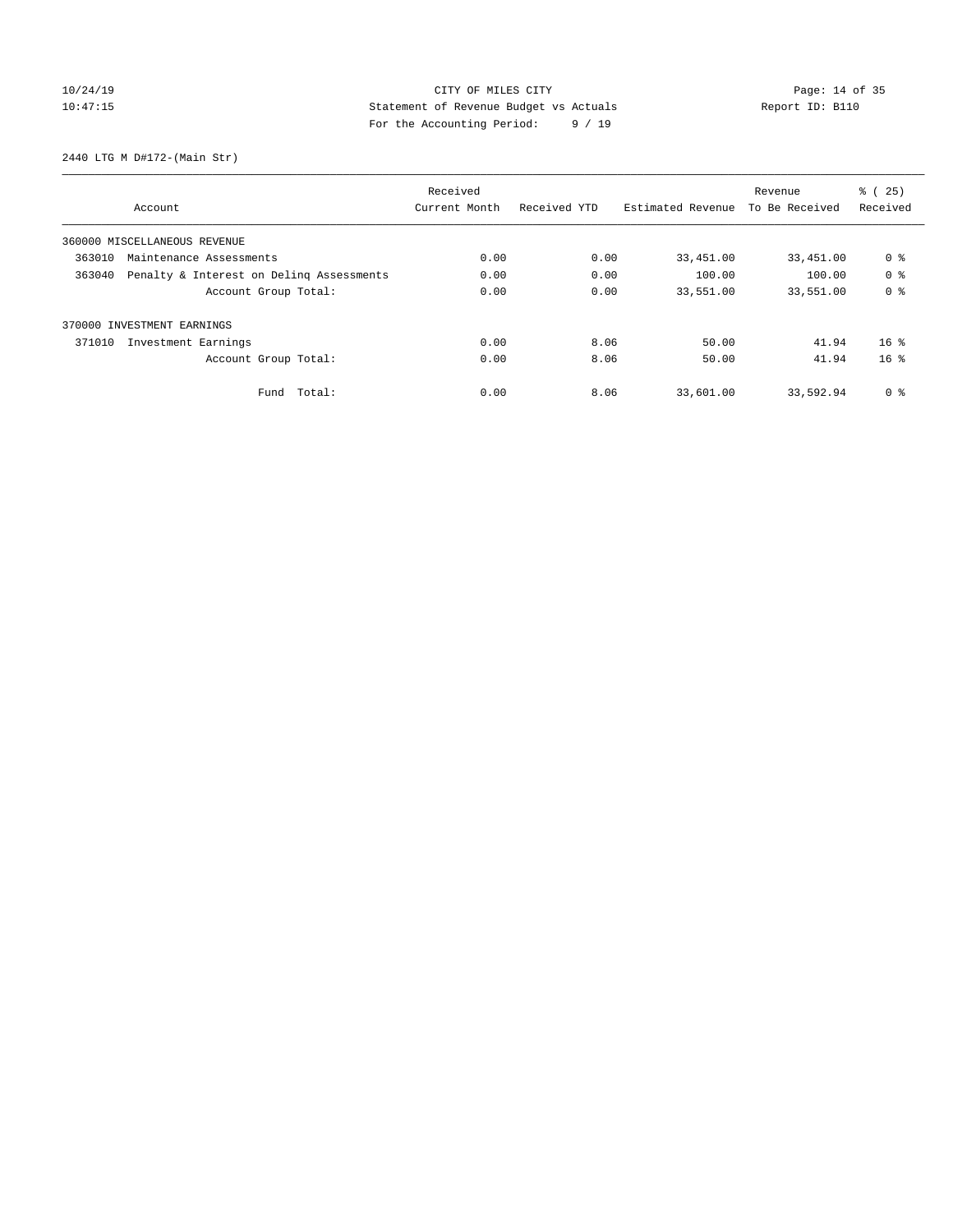CITY OF MILES CITY

Statement of Revenue Budget vs Actuals

For the Accounting Period: 9 / 19

10/24/19 10:47:15 — Report ID: B110

2440 LTG M D#172-(Main Str)

| Account | Received Current Month | Received YTD | Estimated Revenue | Revenue To Be Received | % ( 25) Received |
|---|---|---|---|---|---|
| 360000 MISCELLANEOUS REVENUE | | | | | |
| 363010 Maintenance Assessments | 0.00 | 0.00 | 33,451.00 | 33,451.00 | 0 % |
| 363040 Penalty & Interest on Delinq Assessments | 0.00 | 0.00 | 100.00 | 100.00 | 0 % |
| Account Group Total: | 0.00 | 0.00 | 33,551.00 | 33,551.00 | 0 % |
| 370000 INVESTMENT EARNINGS | | | | | |
| 371010 Investment Earnings | 0.00 | 8.06 | 50.00 | 41.94 | 16 % |
| Account Group Total: | 0.00 | 8.06 | 50.00 | 41.94 | 16 % |
| Fund Total: | 0.00 | 8.06 | 33,601.00 | 33,592.94 | 0 % |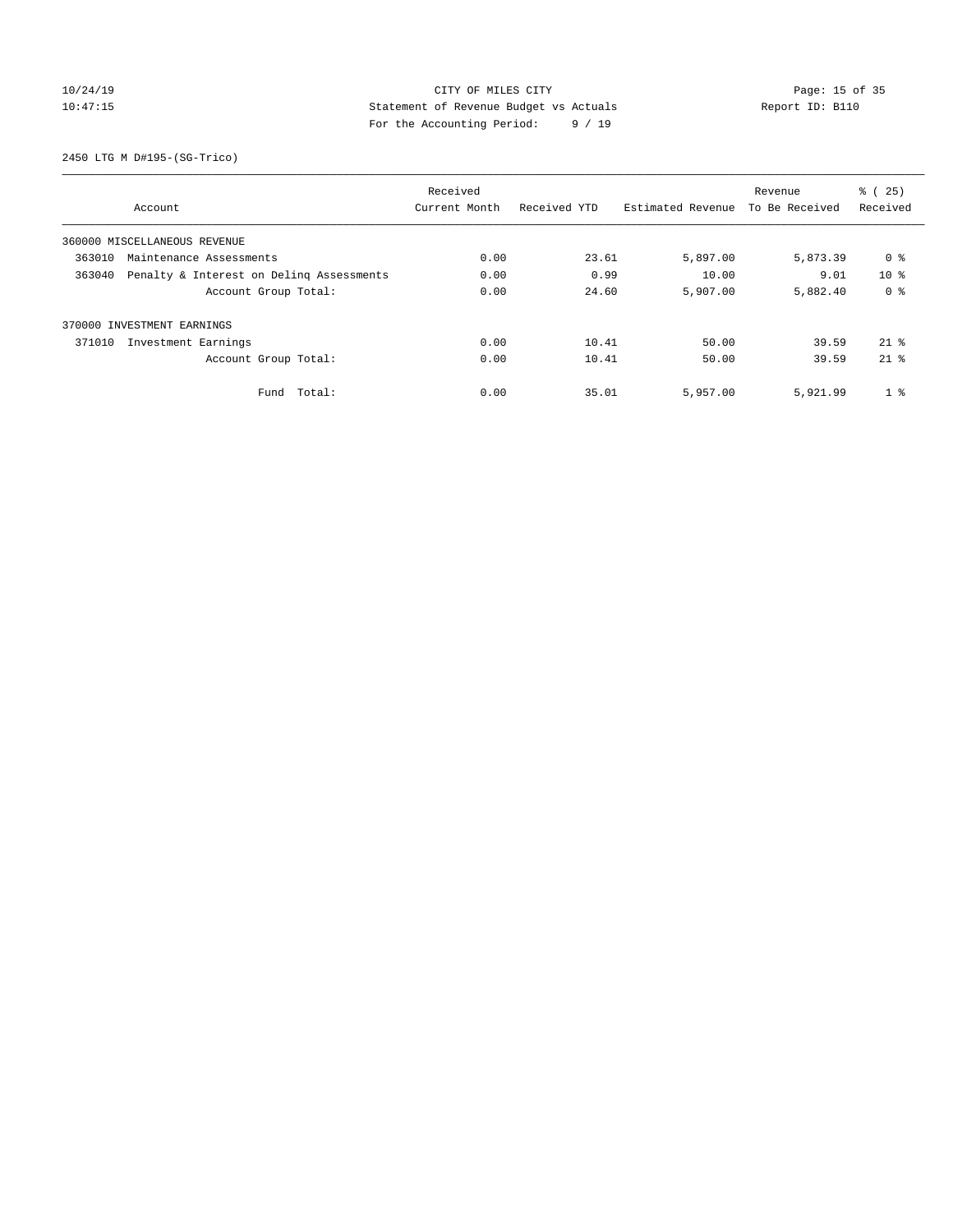CITY OF MILES CITY
Statement of Revenue Budget vs Actuals
For the Accounting Period: 9 / 19

10/24/19
10:47:15

Report ID: B110

2450 LTG M D#195-(SG-Trico)

| Account | Received Current Month | Received YTD | Estimated Revenue | Revenue To Be Received | % ( 25) Received |
|---|---|---|---|---|---|
| 360000 MISCELLANEOUS REVENUE | | | | | |
| 363010 Maintenance Assessments | 0.00 | 23.61 | 5,897.00 | 5,873.39 | 0 % |
| 363040 Penalty & Interest on Delinq Assessments | 0.00 | 0.99 | 10.00 | 9.01 | 10 % |
| Account Group Total: | 0.00 | 24.60 | 5,907.00 | 5,882.40 | 0 % |
| 370000 INVESTMENT EARNINGS | | | | | |
| 371010 Investment Earnings | 0.00 | 10.41 | 50.00 | 39.59 | 21 % |
| Account Group Total: | 0.00 | 10.41 | 50.00 | 39.59 | 21 % |
| Fund Total: | 0.00 | 35.01 | 5,957.00 | 5,921.99 | 1 % |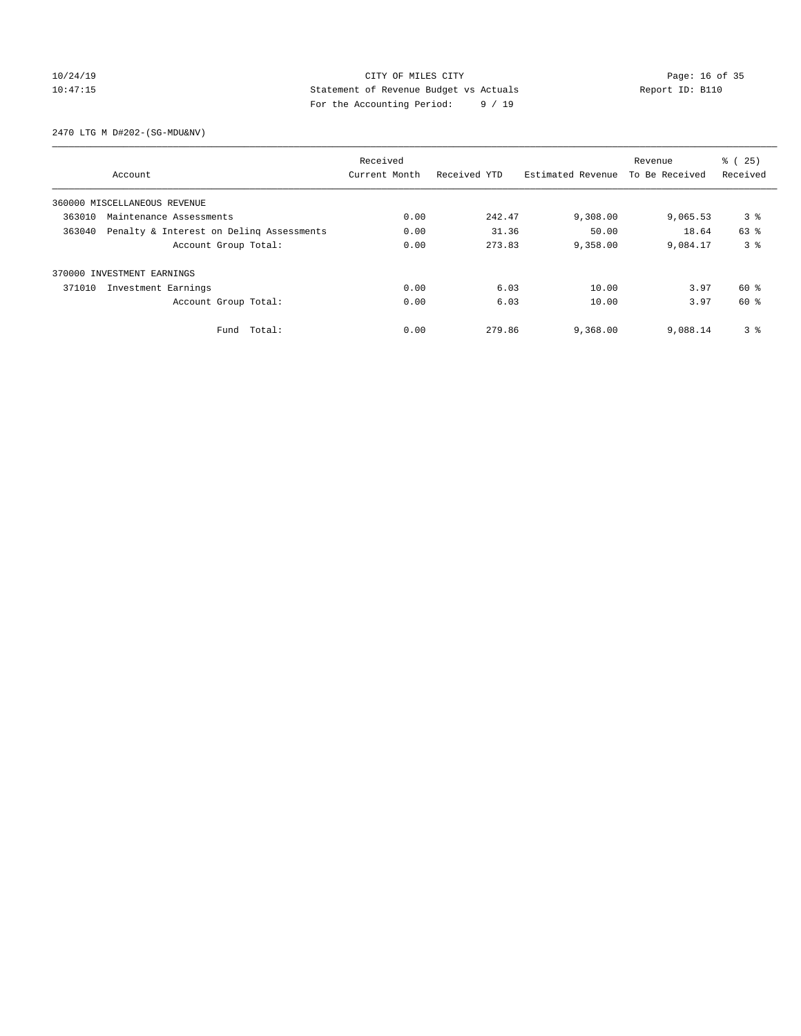CITY OF MILES CITY
Statement of Revenue Budget vs Actuals
For the Accounting Period: 9 / 19

10/24/19
10:47:15

Report ID: B110

2470 LTG M D#202-(SG-MDU&NV)

| Account | Received Current Month | Received YTD | Estimated Revenue | Revenue To Be Received | % ( 25) Received |
|---|---|---|---|---|---|
| 360000 MISCELLANEOUS REVENUE | | | | | |
| 363010 Maintenance Assessments | 0.00 | 242.47 | 9,308.00 | 9,065.53 | 3 % |
| 363040 Penalty & Interest on Delinq Assessments | 0.00 | 31.36 | 50.00 | 18.64 | 63 % |
| Account Group Total: | 0.00 | 273.83 | 9,358.00 | 9,084.17 | 3 % |
| 370000 INVESTMENT EARNINGS | | | | | |
| 371010 Investment Earnings | 0.00 | 6.03 | 10.00 | 3.97 | 60 % |
| Account Group Total: | 0.00 | 6.03 | 10.00 | 3.97 | 60 % |
| Fund Total: | 0.00 | 279.86 | 9,368.00 | 9,088.14 | 3 % |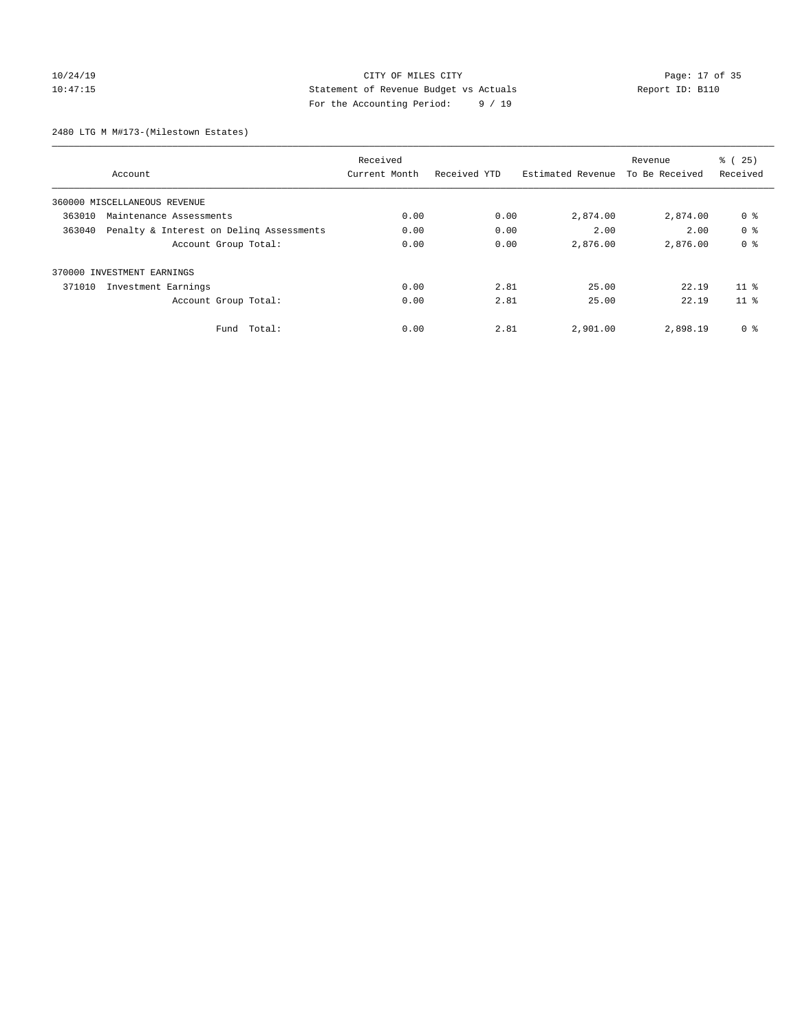CITY OF MILES CITY
Statement of Revenue Budget vs Actuals
For the Accounting Period: 9 / 19

10/24/19
10:47:15

Report ID: B110

2480 LTG M M#173-(Milestown Estates)

| Account | Received Current Month | Received YTD | Estimated Revenue | Revenue To Be Received | % ( 25) Received |
|---|---|---|---|---|---|
| 360000 MISCELLANEOUS REVENUE | | | | | |
| 363010 Maintenance Assessments | 0.00 | 0.00 | 2,874.00 | 2,874.00 | 0 % |
| 363040 Penalty & Interest on Delinq Assessments | 0.00 | 0.00 | 2.00 | 2.00 | 0 % |
| Account Group Total: | 0.00 | 0.00 | 2,876.00 | 2,876.00 | 0 % |
| 370000 INVESTMENT EARNINGS | | | | | |
| 371010 Investment Earnings | 0.00 | 2.81 | 25.00 | 22.19 | 11 % |
| Account Group Total: | 0.00 | 2.81 | 25.00 | 22.19 | 11 % |
| Fund Total: | 0.00 | 2.81 | 2,901.00 | 2,898.19 | 0 % |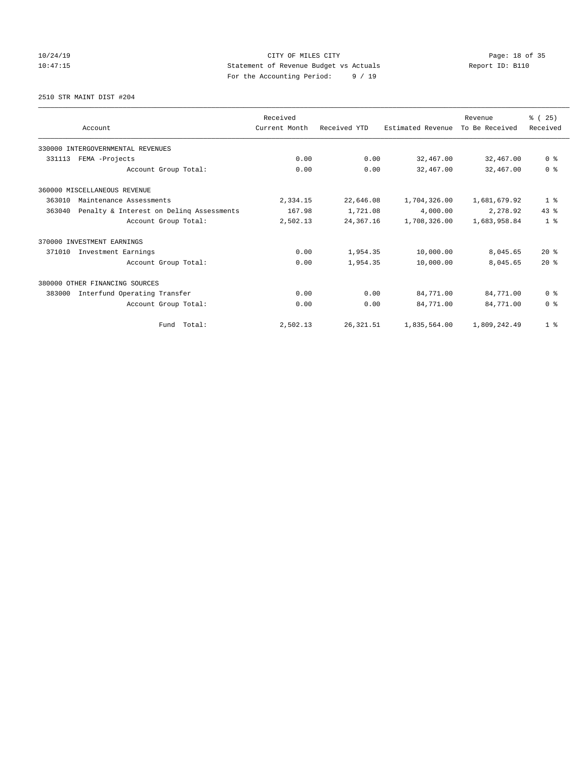CITY OF MILES CITY
Statement of Revenue Budget vs Actuals
For the Accounting Period: 9 / 19

10/24/19
10:47:15

Report ID: B110

2510 STR MAINT DIST #204

| Account | Received Current Month | Received YTD | Estimated Revenue | Revenue To Be Received | % ( 25) Received |
|---|---|---|---|---|---|
| 330000 INTERGOVERNMENTAL REVENUES | | | | | |
| 331113 FEMA -Projects | 0.00 | 0.00 | 32,467.00 | 32,467.00 | 0 % |
| Account Group Total: | 0.00 | 0.00 | 32,467.00 | 32,467.00 | 0 % |
| 360000 MISCELLANEOUS REVENUE | | | | | |
| 363010 Maintenance Assessments | 2,334.15 | 22,646.08 | 1,704,326.00 | 1,681,679.92 | 1 % |
| 363040 Penalty & Interest on Delinq Assessments | 167.98 | 1,721.08 | 4,000.00 | 2,278.92 | 43 % |
| Account Group Total: | 2,502.13 | 24,367.16 | 1,708,326.00 | 1,683,958.84 | 1 % |
| 370000 INVESTMENT EARNINGS | | | | | |
| 371010 Investment Earnings | 0.00 | 1,954.35 | 10,000.00 | 8,045.65 | 20 % |
| Account Group Total: | 0.00 | 1,954.35 | 10,000.00 | 8,045.65 | 20 % |
| 380000 OTHER FINANCING SOURCES | | | | | |
| 383000 Interfund Operating Transfer | 0.00 | 0.00 | 84,771.00 | 84,771.00 | 0 % |
| Account Group Total: | 0.00 | 0.00 | 84,771.00 | 84,771.00 | 0 % |
| Fund Total: | 2,502.13 | 26,321.51 | 1,835,564.00 | 1,809,242.49 | 1 % |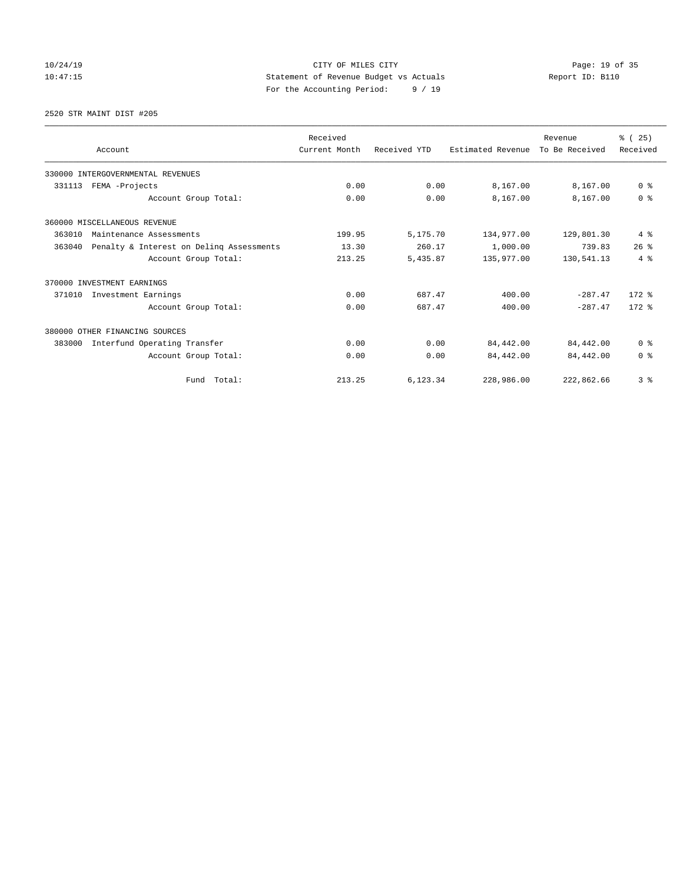10/24/19 CITY OF MILES CITY
10:47:15 Statement of Revenue Budget vs Actuals Report ID: B110
For the Accounting Period: 9 / 19

2520 STR MAINT DIST #205

| Account | Received Current Month | Received YTD | Estimated Revenue | Revenue To Be Received | % ( 25) Received |
|---|---|---|---|---|---|
| 330000 INTERGOVERNMENTAL REVENUES | | | | | |
| 331113 FEMA -Projects | 0.00 | 0.00 | 8,167.00 | 8,167.00 | 0 % |
| Account Group Total: | 0.00 | 0.00 | 8,167.00 | 8,167.00 | 0 % |
| 360000 MISCELLANEOUS REVENUE | | | | | |
| 363010 Maintenance Assessments | 199.95 | 5,175.70 | 134,977.00 | 129,801.30 | 4 % |
| 363040 Penalty & Interest on Delinq Assessments | 13.30 | 260.17 | 1,000.00 | 739.83 | 26 % |
| Account Group Total: | 213.25 | 5,435.87 | 135,977.00 | 130,541.13 | 4 % |
| 370000 INVESTMENT EARNINGS | | | | | |
| 371010 Investment Earnings | 0.00 | 687.47 | 400.00 | -287.47 | 172 % |
| Account Group Total: | 0.00 | 687.47 | 400.00 | -287.47 | 172 % |
| 380000 OTHER FINANCING SOURCES | | | | | |
| 383000 Interfund Operating Transfer | 0.00 | 0.00 | 84,442.00 | 84,442.00 | 0 % |
| Account Group Total: | 0.00 | 0.00 | 84,442.00 | 84,442.00 | 0 % |
| Fund Total: | 213.25 | 6,123.34 | 228,986.00 | 222,862.66 | 3 % |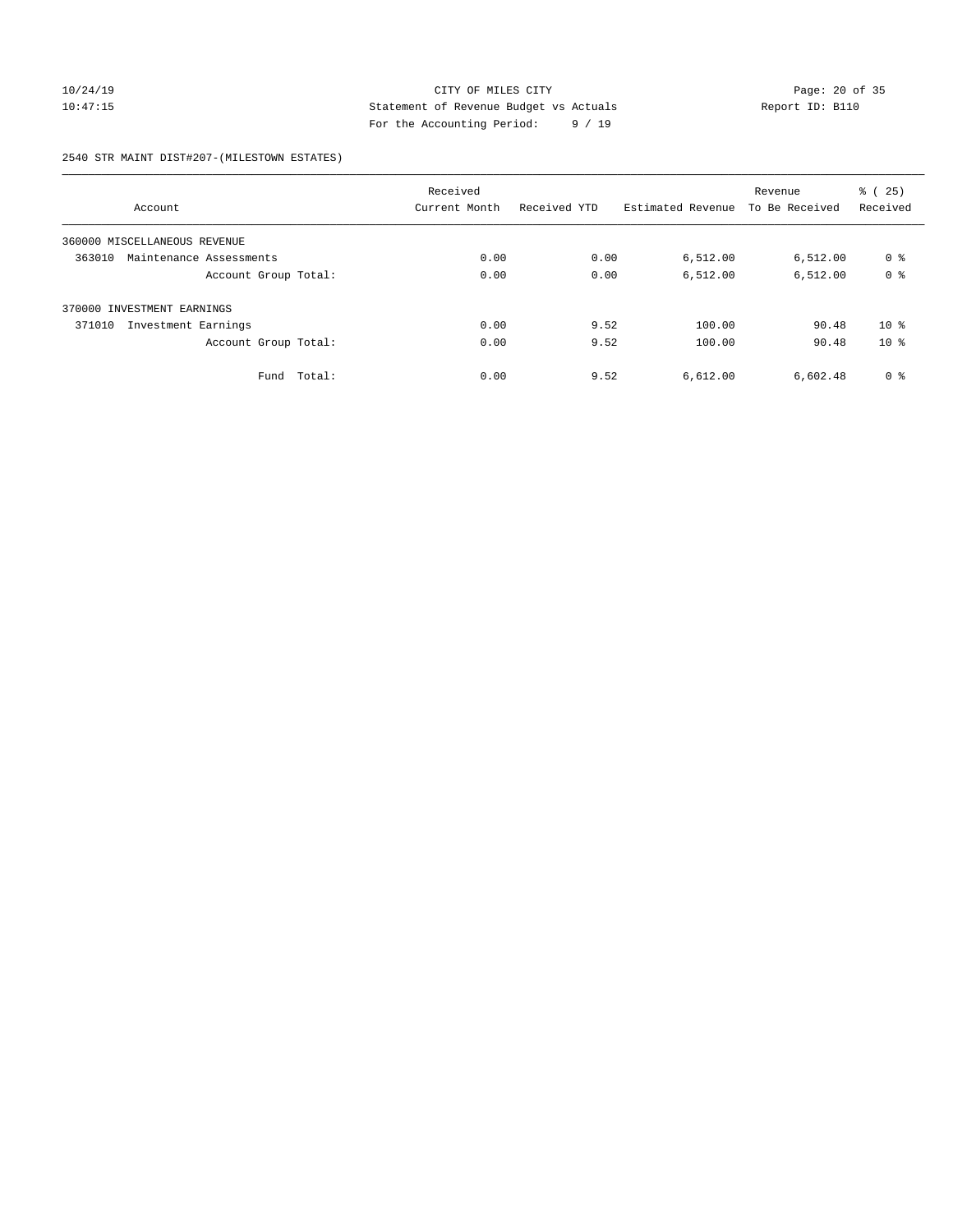CITY OF MILES CITY
Statement of Revenue Budget vs Actuals
For the Accounting Period: 9 / 19

10/24/19 10:47:15 Report ID: B110

2540 STR MAINT DIST#207-(MILESTOWN ESTATES)

| Account | Received Current Month | Received YTD | Estimated Revenue | Revenue To Be Received | % ( 25) Received |
|---|---|---|---|---|---|
| 360000 MISCELLANEOUS REVENUE | | | | | |
| 363010 Maintenance Assessments | 0.00 | 0.00 | 6,512.00 | 6,512.00 | 0 % |
| Account Group Total: | 0.00 | 0.00 | 6,512.00 | 6,512.00 | 0 % |
| 370000 INVESTMENT EARNINGS | | | | | |
| 371010 Investment Earnings | 0.00 | 9.52 | 100.00 | 90.48 | 10 % |
| Account Group Total: | 0.00 | 9.52 | 100.00 | 90.48 | 10 % |
| Fund Total: | 0.00 | 9.52 | 6,612.00 | 6,602.48 | 0 % |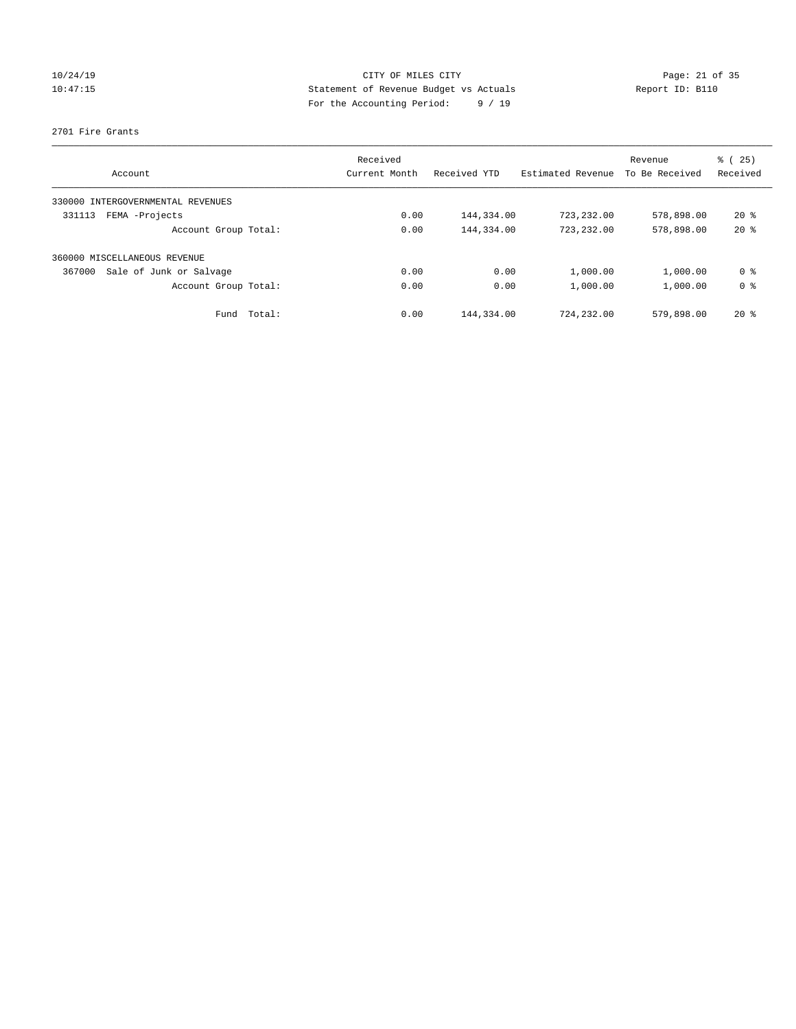CITY OF MILES CITY
Statement of Revenue Budget vs Actuals
For the Accounting Period: 9 / 19

10/24/19
10:47:15

Report ID: B110

2701 Fire Grants

| Account | Received Current Month | Received YTD | Estimated Revenue | Revenue To Be Received | % ( 25) Received |
|---|---|---|---|---|---|
| 330000 INTERGOVERNMENTAL REVENUES | | | | | |
| 331113 FEMA -Projects | 0.00 | 144,334.00 | 723,232.00 | 578,898.00 | 20 % |
| Account Group Total: | 0.00 | 144,334.00 | 723,232.00 | 578,898.00 | 20 % |
| 360000 MISCELLANEOUS REVENUE | | | | | |
| 367000 Sale of Junk or Salvage | 0.00 | 0.00 | 1,000.00 | 1,000.00 | 0 % |
| Account Group Total: | 0.00 | 0.00 | 1,000.00 | 1,000.00 | 0 % |
| Fund Total: | 0.00 | 144,334.00 | 724,232.00 | 579,898.00 | 20 % |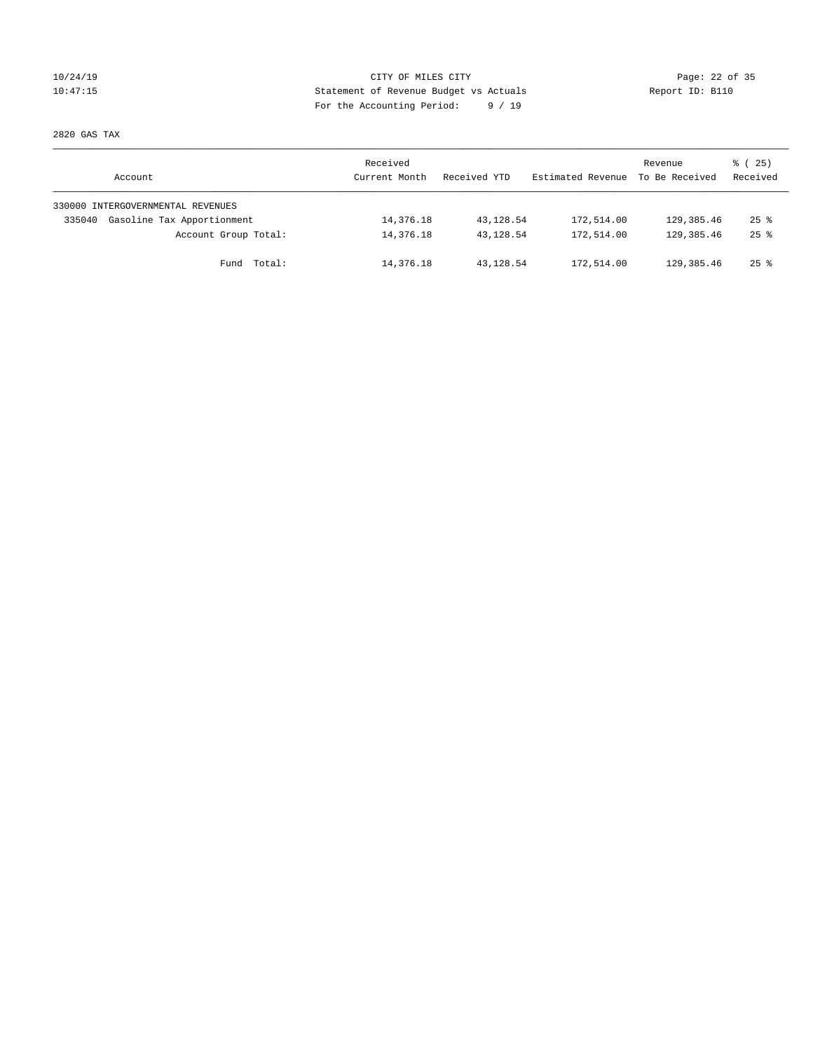10/24/19 CITY OF MILES CITY
10:47:15 Statement of Revenue Budget vs Actuals Report ID: B110
For the Accounting Period: 9 / 19

2820 GAS TAX

| Account | Received Current Month | Received YTD | Estimated Revenue | Revenue To Be Received | % ( 25) Received |
|---|---|---|---|---|---|
| 330000 INTERGOVERNMENTAL REVENUES | | | | | |
| 335040 Gasoline Tax Apportionment | 14,376.18 | 43,128.54 | 172,514.00 | 129,385.46 | 25 % |
| Account Group Total: | 14,376.18 | 43,128.54 | 172,514.00 | 129,385.46 | 25 % |
| Fund Total: | 14,376.18 | 43,128.54 | 172,514.00 | 129,385.46 | 25 % |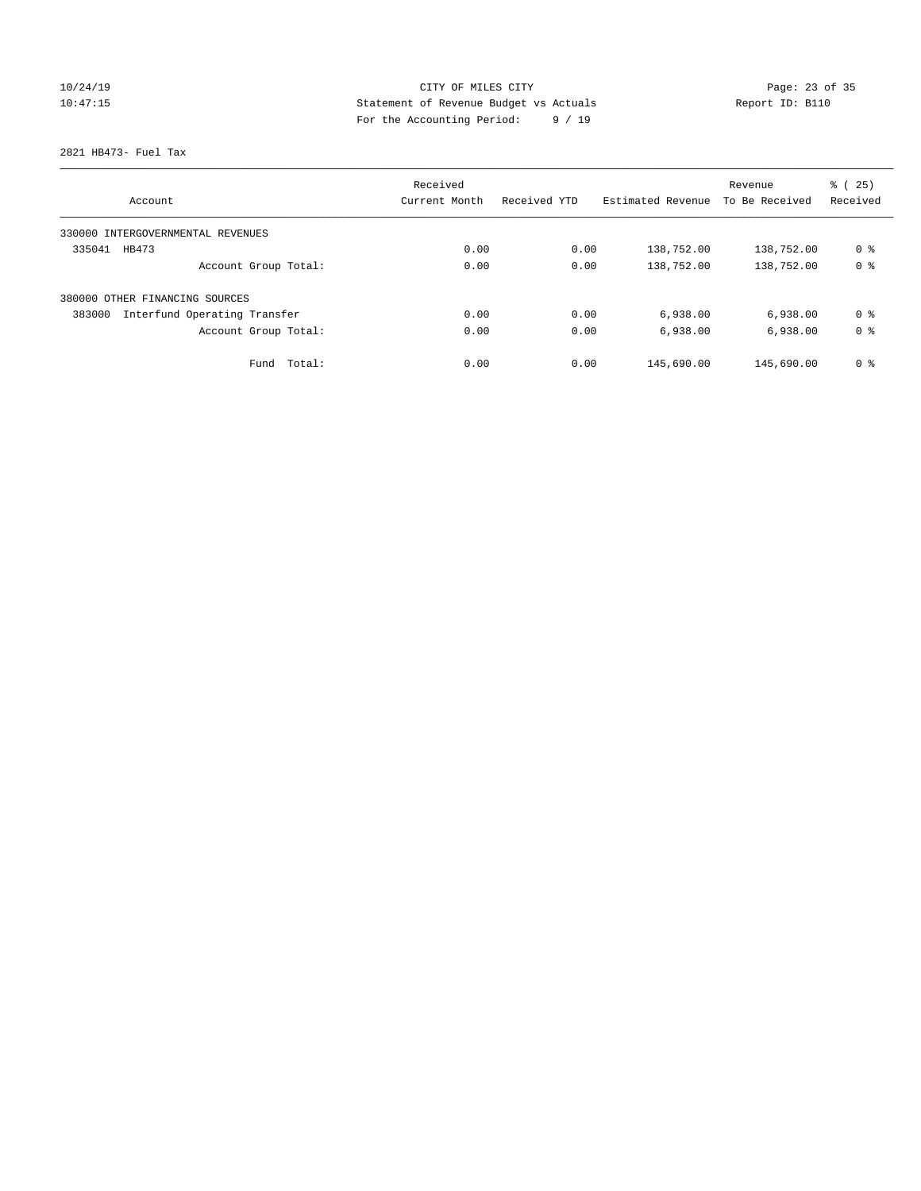CITY OF MILES CITY
Statement of Revenue Budget vs Actuals
For the Accounting Period: 9 / 19

10/24/19
10:47:15

Report ID: B110

2821 HB473- Fuel Tax

| Account | Received Current Month | Received YTD | Estimated Revenue | Revenue To Be Received | % ( 25) Received |
|---|---|---|---|---|---|
| 330000 INTERGOVERNMENTAL REVENUES | | | | | |
| 335041 HB473 | 0.00 | 0.00 | 138,752.00 | 138,752.00 | 0 % |
| Account Group Total: | 0.00 | 0.00 | 138,752.00 | 138,752.00 | 0 % |
| 380000 OTHER FINANCING SOURCES | | | | | |
| 383000 Interfund Operating Transfer | 0.00 | 0.00 | 6,938.00 | 6,938.00 | 0 % |
| Account Group Total: | 0.00 | 0.00 | 6,938.00 | 6,938.00 | 0 % |
| Fund Total: | 0.00 | 0.00 | 145,690.00 | 145,690.00 | 0 % |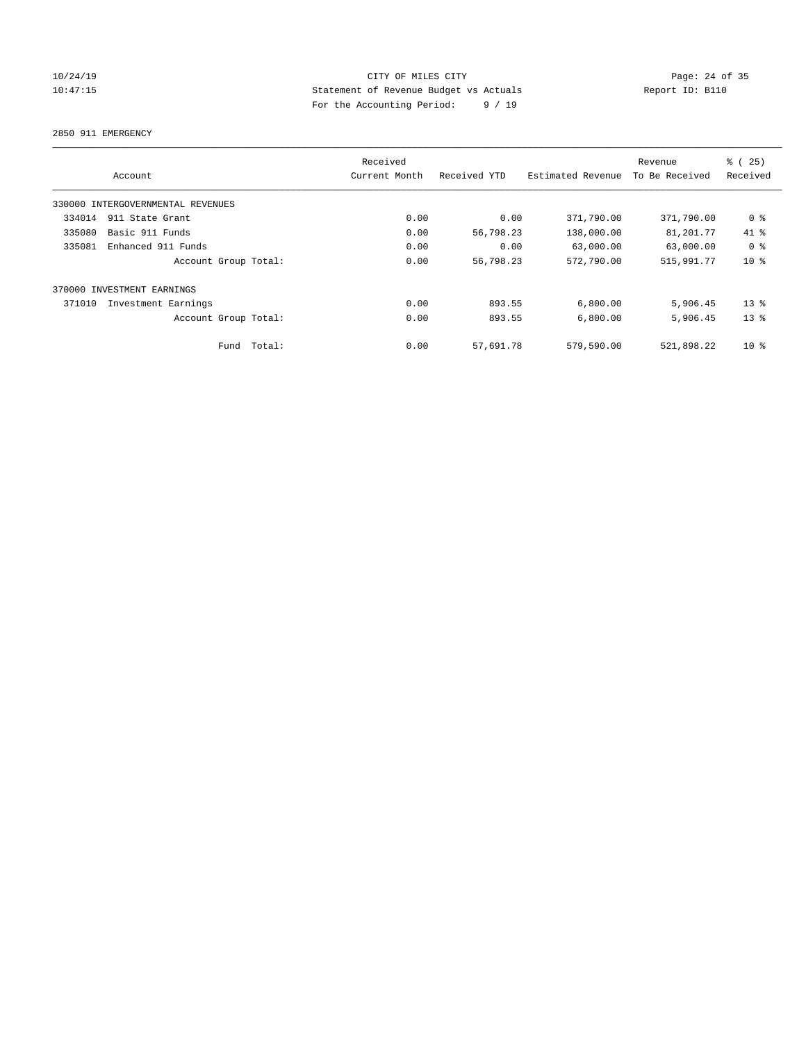CITY OF MILES CITY

Statement of Revenue Budget vs Actuals

For the Accounting Period: 9 / 19

10/24/19 10:47:15 Report ID: B110

2850 911 EMERGENCY

| Account | Received Current Month | Received YTD | Estimated Revenue | Revenue To Be Received | % ( 25) Received |
|---|---|---|---|---|---|
| 330000 INTERGOVERNMENTAL REVENUES | | | | | |
| 334014 911 State Grant | 0.00 | 0.00 | 371,790.00 | 371,790.00 | 0 % |
| 335080 Basic 911 Funds | 0.00 | 56,798.23 | 138,000.00 | 81,201.77 | 41 % |
| 335081 Enhanced 911 Funds | 0.00 | 0.00 | 63,000.00 | 63,000.00 | 0 % |
| Account Group Total: | 0.00 | 56,798.23 | 572,790.00 | 515,991.77 | 10 % |
| 370000 INVESTMENT EARNINGS | | | | | |
| 371010 Investment Earnings | 0.00 | 893.55 | 6,800.00 | 5,906.45 | 13 % |
| Account Group Total: | 0.00 | 893.55 | 6,800.00 | 5,906.45 | 13 % |
| Fund Total: | 0.00 | 57,691.78 | 579,590.00 | 521,898.22 | 10 % |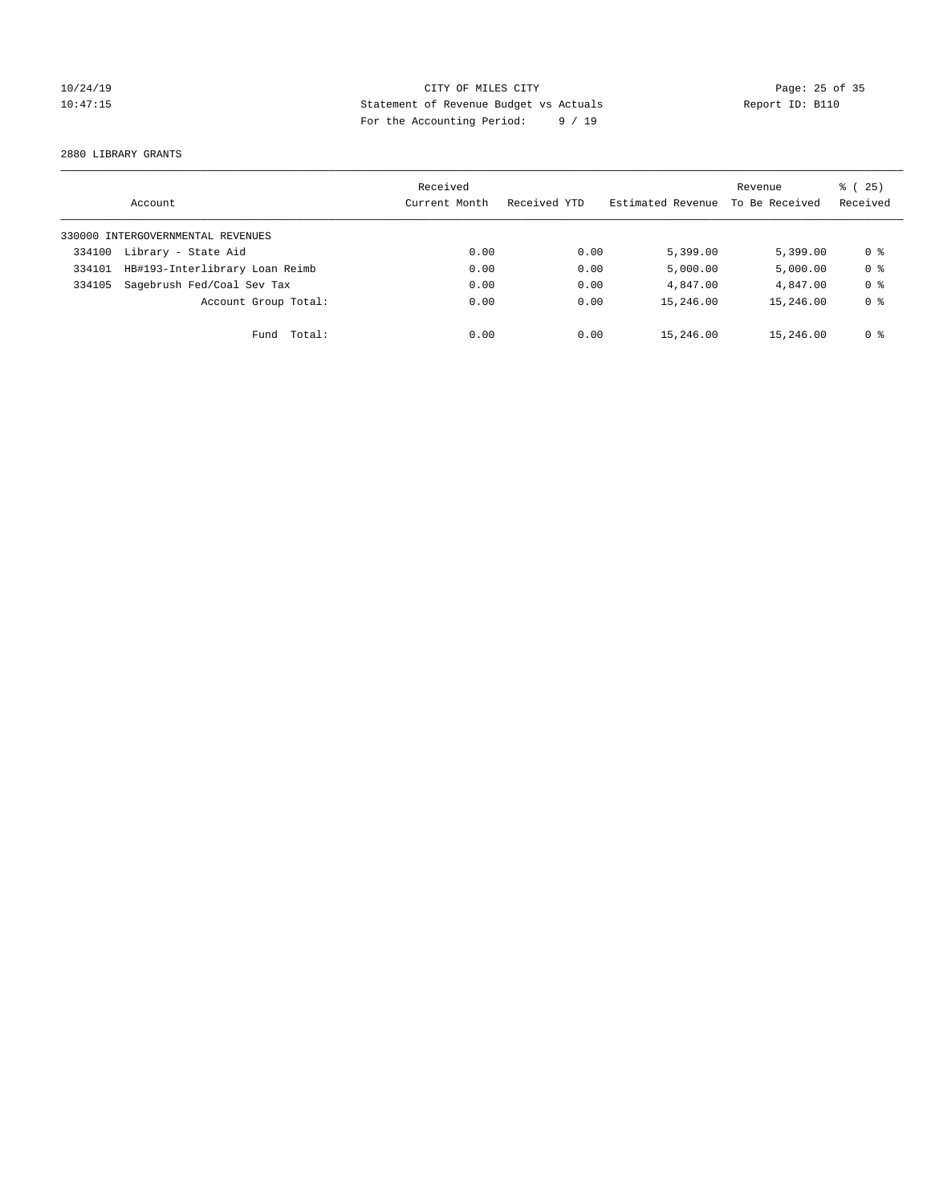CITY OF MILES CITY
Statement of Revenue Budget vs Actuals
For the Accounting Period: 9 / 19

10/24/19 10:47:15 — Report ID: B110

2880 LIBRARY GRANTS

| Account | | Received Current Month | Received YTD | Estimated Revenue | Revenue To Be Received | % ( 25) Received |
|---|---|---|---|---|---|---|
| 330000 INTERGOVERNMENTAL REVENUES | | | | | | |
| 334100 | Library - State Aid | 0.00 | 0.00 | 5,399.00 | 5,399.00 | 0 % |
| 334101 | HB#193-Interlibrary Loan Reimb | 0.00 | 0.00 | 5,000.00 | 5,000.00 | 0 % |
| 334105 | Sagebrush Fed/Coal Sev Tax | 0.00 | 0.00 | 4,847.00 | 4,847.00 | 0 % |
| | Account Group Total: | 0.00 | 0.00 | 15,246.00 | 15,246.00 | 0 % |
| | Fund Total: | 0.00 | 0.00 | 15,246.00 | 15,246.00 | 0 % |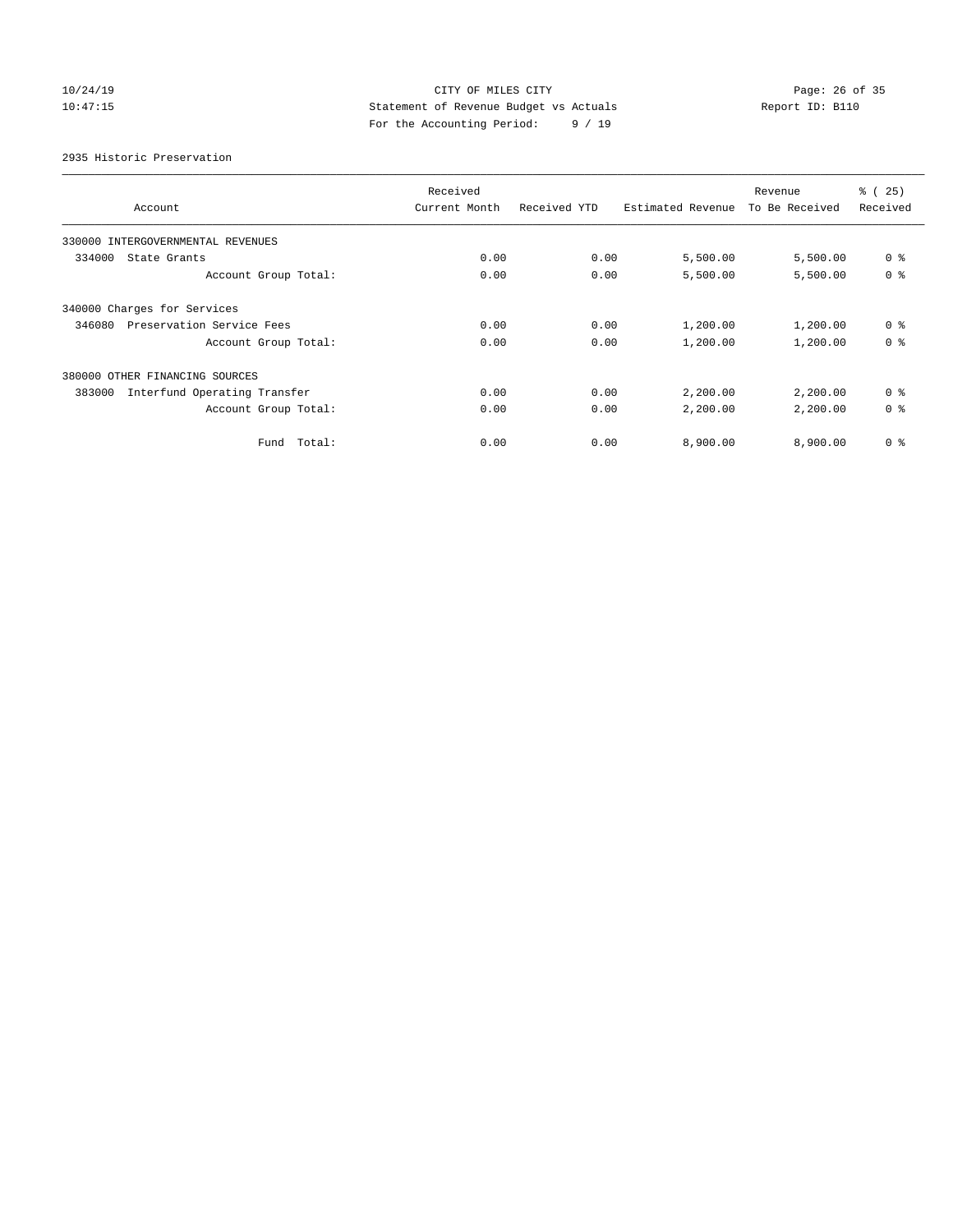CITY OF MILES CITY
Statement of Revenue Budget vs Actuals
For the Accounting Period: 9 / 19

10/24/19
10:47:15

Report ID: B110

2935 Historic Preservation

| Account | Received Current Month | Received YTD | Estimated Revenue | Revenue To Be Received | % ( 25) Received |
|---|---|---|---|---|---|
| 330000 INTERGOVERNMENTAL REVENUES | | | | | |
| 334000 State Grants | 0.00 | 0.00 | 5,500.00 | 5,500.00 | 0 % |
| Account Group Total: | 0.00 | 0.00 | 5,500.00 | 5,500.00 | 0 % |
| 340000 Charges for Services | | | | | |
| 346080 Preservation Service Fees | 0.00 | 0.00 | 1,200.00 | 1,200.00 | 0 % |
| Account Group Total: | 0.00 | 0.00 | 1,200.00 | 1,200.00 | 0 % |
| 380000 OTHER FINANCING SOURCES | | | | | |
| 383000 Interfund Operating Transfer | 0.00 | 0.00 | 2,200.00 | 2,200.00 | 0 % |
| Account Group Total: | 0.00 | 0.00 | 2,200.00 | 2,200.00 | 0 % |
| Fund Total: | 0.00 | 0.00 | 8,900.00 | 8,900.00 | 0 % |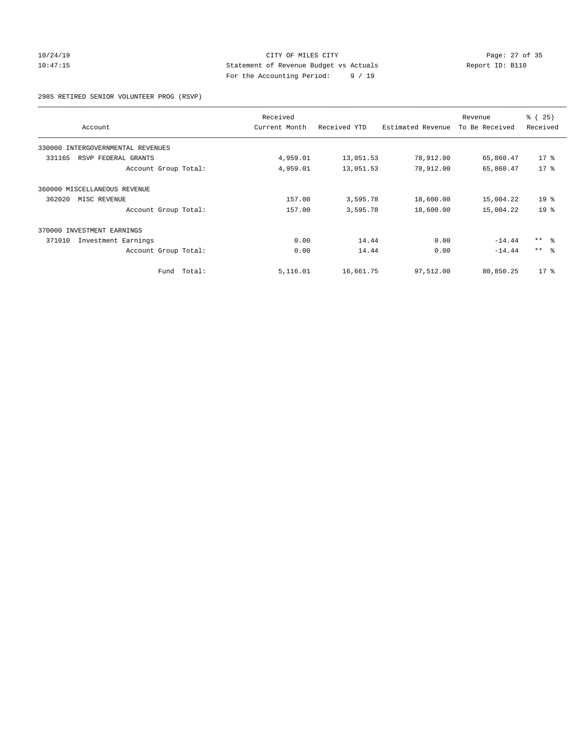CITY OF MILES CITY
Statement of Revenue Budget vs Actuals
For the Accounting Period: 9 / 19

10/24/19
10:47:15

Report ID: B110

2985 RETIRED SENIOR VOLUNTEER PROG (RSVP)

| Account | Received Current Month | Received YTD | Estimated Revenue | Revenue To Be Received | % ( 25) Received |
|---|---|---|---|---|---|
| 330000 INTERGOVERNMENTAL REVENUES | | | | | |
| 331165 RSVP FEDERAL GRANTS | 4,959.01 | 13,051.53 | 78,912.00 | 65,860.47 | 17 % |
| Account Group Total: | 4,959.01 | 13,051.53 | 78,912.00 | 65,860.47 | 17 % |
| 360000 MISCELLANEOUS REVENUE | | | | | |
| 362020 MISC REVENUE | 157.00 | 3,595.78 | 18,600.00 | 15,004.22 | 19 % |
| Account Group Total: | 157.00 | 3,595.78 | 18,600.00 | 15,004.22 | 19 % |
| 370000 INVESTMENT EARNINGS | | | | | |
| 371010 Investment Earnings | 0.00 | 14.44 | 0.00 | -14.44 | ** % |
| Account Group Total: | 0.00 | 14.44 | 0.00 | -14.44 | ** % |
| Fund Total: | 5,116.01 | 16,661.75 | 97,512.00 | 80,850.25 | 17 % |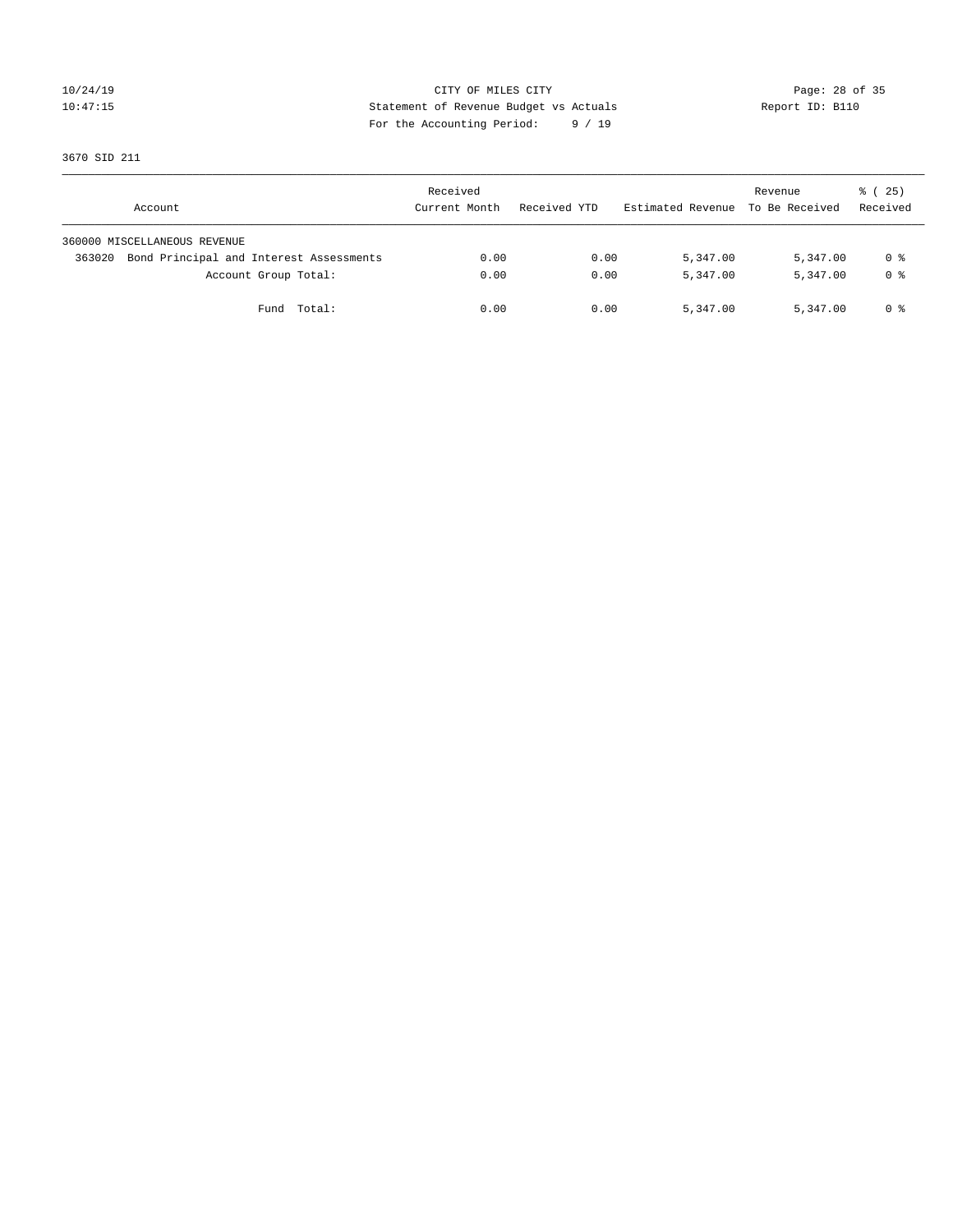CITY OF MILES CITY
Statement of Revenue Budget vs Actuals
For the Accounting Period: 9 / 19

10/24/19
10:47:15

Report ID: B110

3670 SID 211

| Account | Received Current Month | Received YTD | Estimated Revenue | Revenue To Be Received | % ( 25) Received |
|---|---|---|---|---|---|
| 360000 MISCELLANEOUS REVENUE | | | | | |
| 363020 Bond Principal and Interest Assessments | 0.00 | 0.00 | 5,347.00 | 5,347.00 | 0 % |
| Account Group Total: | 0.00 | 0.00 | 5,347.00 | 5,347.00 | 0 % |
| Fund Total: | 0.00 | 0.00 | 5,347.00 | 5,347.00 | 0 % |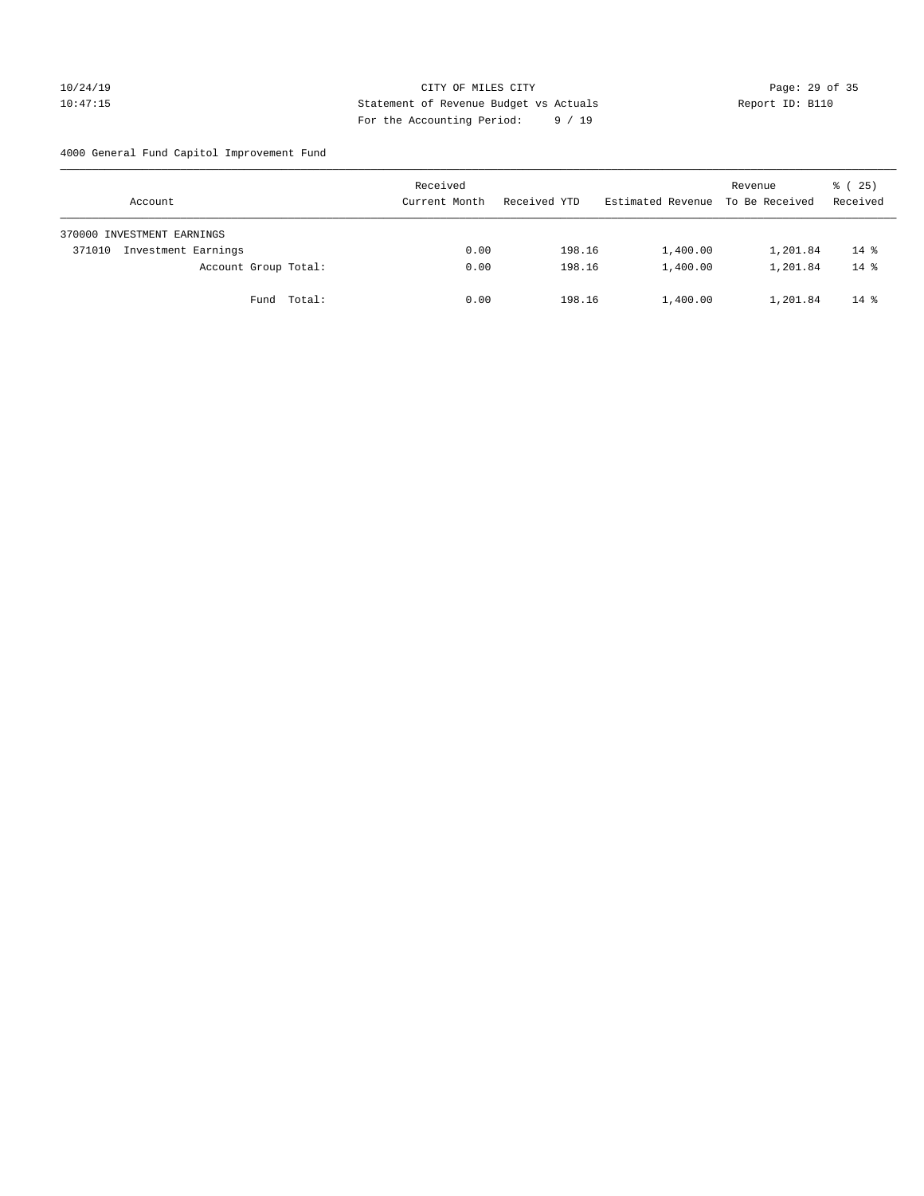CITY OF MILES CITY

Statement of Revenue Budget vs Actuals

For the Accounting Period: 9 / 19

10/24/19
10:47:15

Report ID: B110

4000 General Fund Capitol Improvement Fund

| Account | Received Current Month | Received YTD | Estimated Revenue | Revenue To Be Received | % ( 25) Received |
|---|---|---|---|---|---|
| 370000 INVESTMENT EARNINGS | | | | | |
| 371010 Investment Earnings | 0.00 | 198.16 | 1,400.00 | 1,201.84 | 14 % |
| Account Group Total: | 0.00 | 198.16 | 1,400.00 | 1,201.84 | 14 % |
| Fund Total: | 0.00 | 198.16 | 1,400.00 | 1,201.84 | 14 % |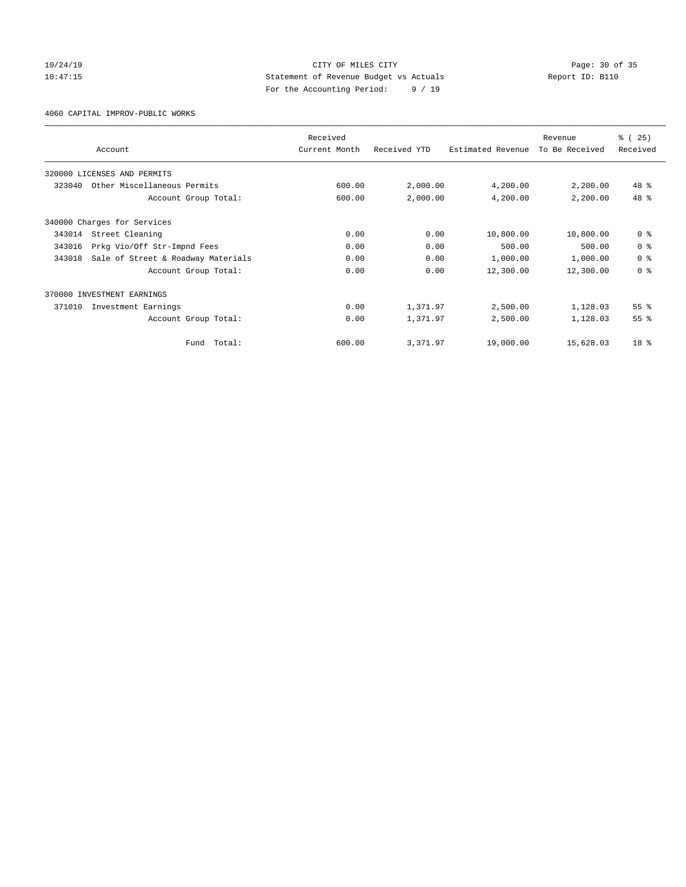CITY OF MILES CITY

Statement of Revenue Budget vs Actuals

For the Accounting Period: 9 / 19

10/24/19 10:47:15 Report ID: B110

4060 CAPITAL IMPROV-PUBLIC WORKS

| Account | Received Current Month | Received YTD | Estimated Revenue | Revenue To Be Received | % ( 25) Received |
|---|---|---|---|---|---|
| 320000 LICENSES AND PERMITS | | | | | |
| 323040 Other Miscellaneous Permits | 600.00 | 2,000.00 | 4,200.00 | 2,200.00 | 48 % |
| Account Group Total: | 600.00 | 2,000.00 | 4,200.00 | 2,200.00 | 48 % |
| 340000 Charges for Services | | | | | |
| 343014 Street Cleaning | 0.00 | 0.00 | 10,800.00 | 10,800.00 | 0 % |
| 343016 Prkg Vio/Off Str-Impnd Fees | 0.00 | 0.00 | 500.00 | 500.00 | 0 % |
| 343018 Sale of Street & Roadway Materials | 0.00 | 0.00 | 1,000.00 | 1,000.00 | 0 % |
| Account Group Total: | 0.00 | 0.00 | 12,300.00 | 12,300.00 | 0 % |
| 370000 INVESTMENT EARNINGS | | | | | |
| 371010 Investment Earnings | 0.00 | 1,371.97 | 2,500.00 | 1,128.03 | 55 % |
| Account Group Total: | 0.00 | 1,371.97 | 2,500.00 | 1,128.03 | 55 % |
| Fund Total: | 600.00 | 3,371.97 | 19,000.00 | 15,628.03 | 18 % |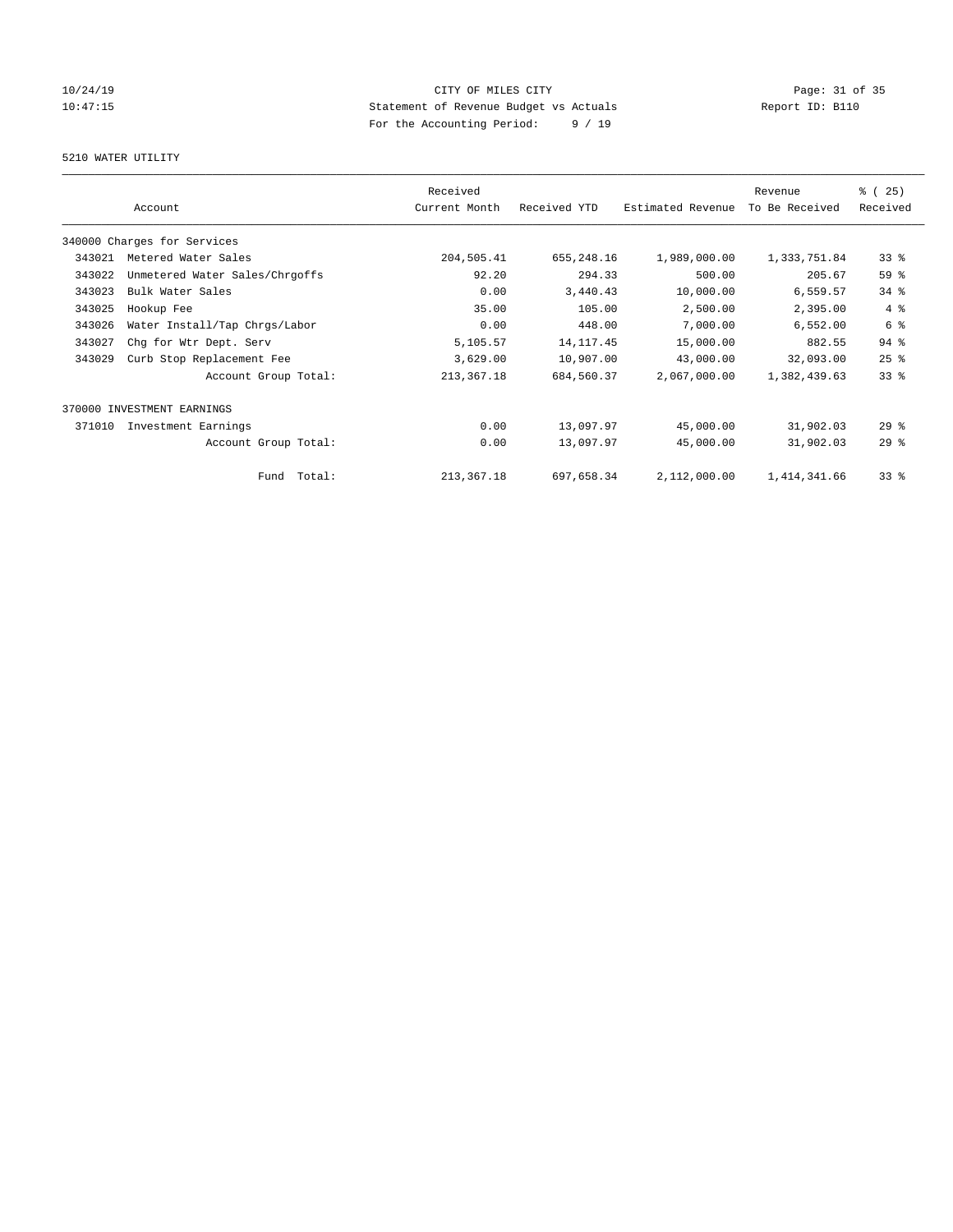CITY OF MILES CITY
Statement of Revenue Budget vs Actuals
For the Accounting Period: 9 / 19

10/24/19
10:47:15

Report ID: B110

5210 WATER UTILITY

| Account | | Received Current Month | Received YTD | Estimated Revenue | Revenue To Be Received | % ( 25) Received |
|---|---|---|---|---|---|---|
| 340000 Charges for Services | | | | | | |
| 343021 | Metered Water Sales | 204,505.41 | 655,248.16 | 1,989,000.00 | 1,333,751.84 | 33 % |
| 343022 | Unmetered Water Sales/Chrgoffs | 92.20 | 294.33 | 500.00 | 205.67 | 59 % |
| 343023 | Bulk Water Sales | 0.00 | 3,440.43 | 10,000.00 | 6,559.57 | 34 % |
| 343025 | Hookup Fee | 35.00 | 105.00 | 2,500.00 | 2,395.00 | 4 % |
| 343026 | Water Install/Tap Chrgs/Labor | 0.00 | 448.00 | 7,000.00 | 6,552.00 | 6 % |
| 343027 | Chg for Wtr Dept. Serv | 5,105.57 | 14,117.45 | 15,000.00 | 882.55 | 94 % |
| 343029 | Curb Stop Replacement Fee | 3,629.00 | 10,907.00 | 43,000.00 | 32,093.00 | 25 % |
| | Account Group Total: | 213,367.18 | 684,560.37 | 2,067,000.00 | 1,382,439.63 | 33 % |
| 370000 INVESTMENT EARNINGS | | | | | | |
| 371010 | Investment Earnings | 0.00 | 13,097.97 | 45,000.00 | 31,902.03 | 29 % |
| | Account Group Total: | 0.00 | 13,097.97 | 45,000.00 | 31,902.03 | 29 % |
| | Fund Total: | 213,367.18 | 697,658.34 | 2,112,000.00 | 1,414,341.66 | 33 % |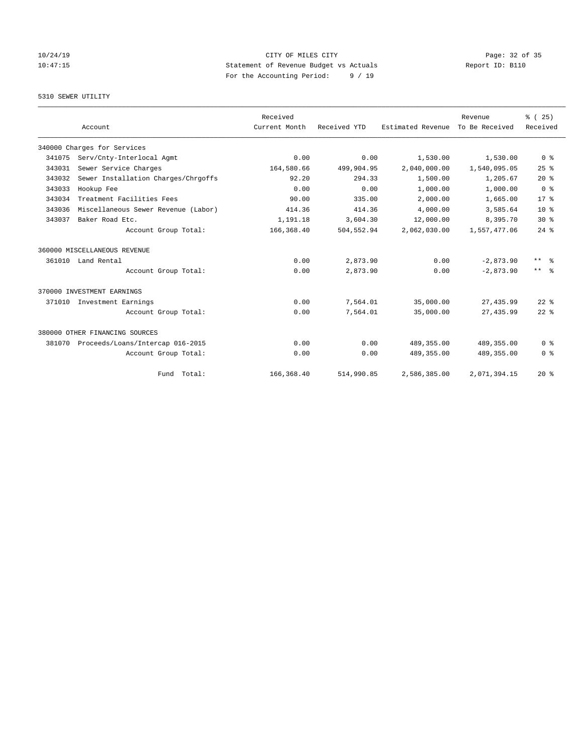CITY OF MILES CITY
Statement of Revenue Budget vs Actuals
For the Accounting Period: 9 / 19

10/24/19
10:47:15

Report ID: B110

5310 SEWER UTILITY

| Account | Received Current Month | Received YTD | Estimated Revenue | Revenue To Be Received | % ( 25) Received |
|---|---|---|---|---|---|
| 340000 Charges for Services | | | | | |
| 341075 Serv/Cnty-Interlocal Agmt | 0.00 | 0.00 | 1,530.00 | 1,530.00 | 0 % |
| 343031 Sewer Service Charges | 164,580.66 | 499,904.95 | 2,040,000.00 | 1,540,095.05 | 25 % |
| 343032 Sewer Installation Charges/Chrgoffs | 92.20 | 294.33 | 1,500.00 | 1,205.67 | 20 % |
| 343033 Hookup Fee | 0.00 | 0.00 | 1,000.00 | 1,000.00 | 0 % |
| 343034 Treatment Facilities Fees | 90.00 | 335.00 | 2,000.00 | 1,665.00 | 17 % |
| 343036 Miscellaneous Sewer Revenue (Labor) | 414.36 | 414.36 | 4,000.00 | 3,585.64 | 10 % |
| 343037 Baker Road Etc. | 1,191.18 | 3,604.30 | 12,000.00 | 8,395.70 | 30 % |
| Account Group Total: | 166,368.40 | 504,552.94 | 2,062,030.00 | 1,557,477.06 | 24 % |
| 360000 MISCELLANEOUS REVENUE | | | | | |
| 361010 Land Rental | 0.00 | 2,873.90 | 0.00 | -2,873.90 | ** % |
| Account Group Total: | 0.00 | 2,873.90 | 0.00 | -2,873.90 | ** % |
| 370000 INVESTMENT EARNINGS | | | | | |
| 371010 Investment Earnings | 0.00 | 7,564.01 | 35,000.00 | 27,435.99 | 22 % |
| Account Group Total: | 0.00 | 7,564.01 | 35,000.00 | 27,435.99 | 22 % |
| 380000 OTHER FINANCING SOURCES | | | | | |
| 381070 Proceeds/Loans/Intercap 016-2015 | 0.00 | 0.00 | 489,355.00 | 489,355.00 | 0 % |
| Account Group Total: | 0.00 | 0.00 | 489,355.00 | 489,355.00 | 0 % |
| Fund Total: | 166,368.40 | 514,990.85 | 2,586,385.00 | 2,071,394.15 | 20 % |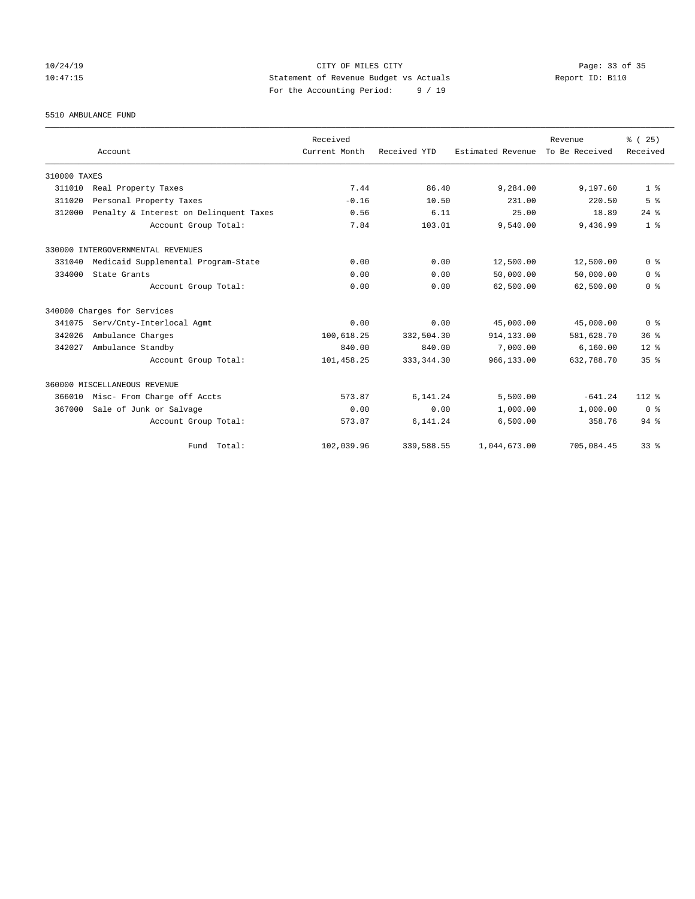CITY OF MILES CITY
Statement of Revenue Budget vs Actuals
For the Accounting Period: 9 / 19

5510 AMBULANCE FUND

| Account | Received Current Month | Received YTD | Estimated Revenue | Revenue To Be Received | % ( 25) Received |
|---|---|---|---|---|---|
| 310000 TAXES | | | | | |
| 311010 Real Property Taxes | 7.44 | 86.40 | 9,284.00 | 9,197.60 | 1 % |
| 311020 Personal Property Taxes | -0.16 | 10.50 | 231.00 | 220.50 | 5 % |
| 312000 Penalty & Interest on Delinquent Taxes | 0.56 | 6.11 | 25.00 | 18.89 | 24 % |
| Account Group Total: | 7.84 | 103.01 | 9,540.00 | 9,436.99 | 1 % |
| 330000 INTERGOVERNMENTAL REVENUES | | | | | |
| 331040 Medicaid Supplemental Program-State | 0.00 | 0.00 | 12,500.00 | 12,500.00 | 0 % |
| 334000 State Grants | 0.00 | 0.00 | 50,000.00 | 50,000.00 | 0 % |
| Account Group Total: | 0.00 | 0.00 | 62,500.00 | 62,500.00 | 0 % |
| 340000 Charges for Services | | | | | |
| 341075 Serv/Cnty-Interlocal Agmt | 0.00 | 0.00 | 45,000.00 | 45,000.00 | 0 % |
| 342026 Ambulance Charges | 100,618.25 | 332,504.30 | 914,133.00 | 581,628.70 | 36 % |
| 342027 Ambulance Standby | 840.00 | 840.00 | 7,000.00 | 6,160.00 | 12 % |
| Account Group Total: | 101,458.25 | 333,344.30 | 966,133.00 | 632,788.70 | 35 % |
| 360000 MISCELLANEOUS REVENUE | | | | | |
| 366010 Misc- From Charge off Accts | 573.87 | 6,141.24 | 5,500.00 | -641.24 | 112 % |
| 367000 Sale of Junk or Salvage | 0.00 | 0.00 | 1,000.00 | 1,000.00 | 0 % |
| Account Group Total: | 573.87 | 6,141.24 | 6,500.00 | 358.76 | 94 % |
| Fund Total: | 102,039.96 | 339,588.55 | 1,044,673.00 | 705,084.45 | 33 % |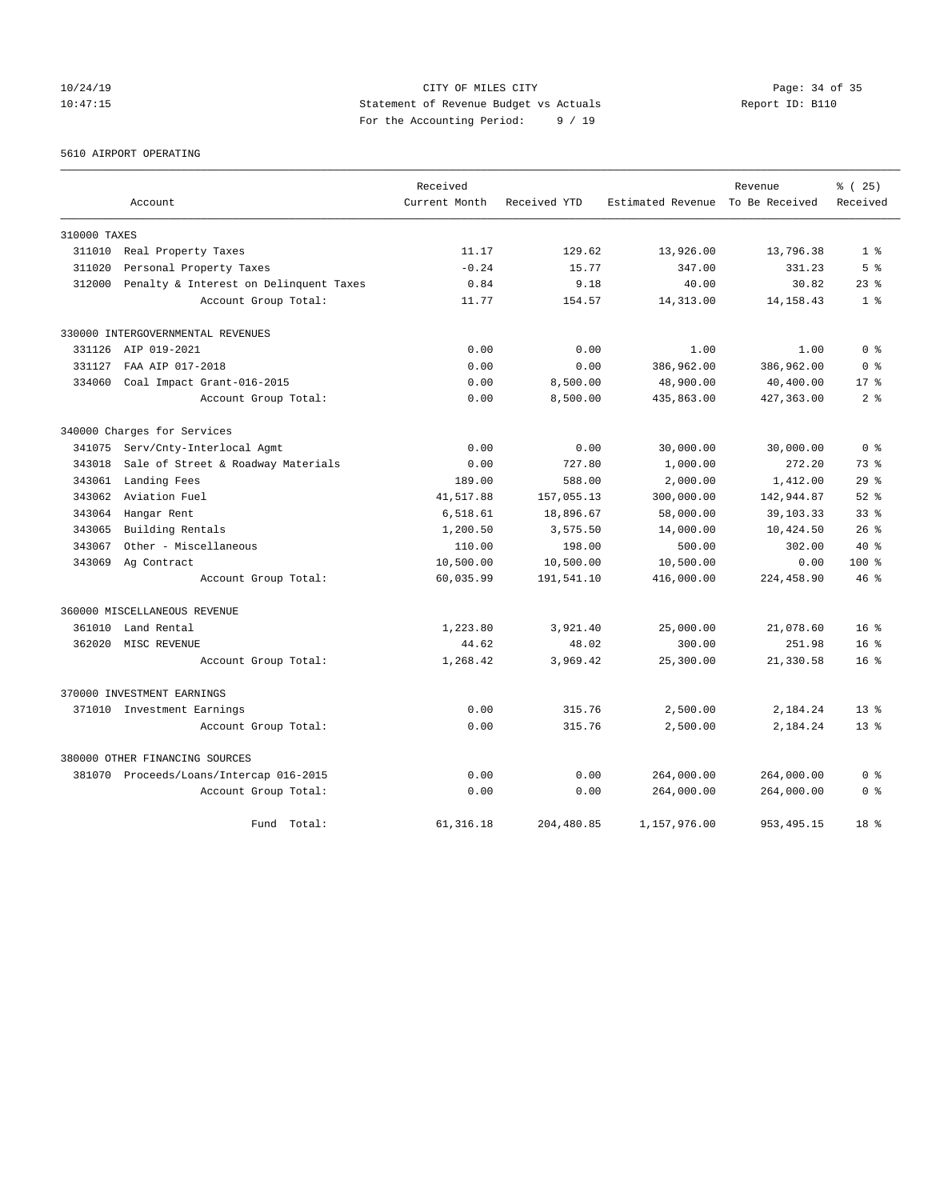CITY OF MILES CITY
Statement of Revenue Budget vs Actuals
For the Accounting Period: 9 / 19

10/24/19
10:47:15

Report ID: B110

5610 AIRPORT OPERATING

| Account | | Received Current Month | Received YTD | Estimated Revenue | Revenue To Be Received | % ( 25) Received |
|---|---|---|---|---|---|---|
| 310000 TAXES | | | | | | |
| 311010 | Real Property Taxes | 11.17 | 129.62 | 13,926.00 | 13,796.38 | 1 % |
| 311020 | Personal Property Taxes | -0.24 | 15.77 | 347.00 | 331.23 | 5 % |
| 312000 | Penalty & Interest on Delinquent Taxes | 0.84 | 9.18 | 40.00 | 30.82 | 23 % |
| | Account Group Total: | 11.77 | 154.57 | 14,313.00 | 14,158.43 | 1 % |
| 330000 INTERGOVERNMENTAL REVENUES | | | | | | |
| 331126 | AIP 019-2021 | 0.00 | 0.00 | 1.00 | 1.00 | 0 % |
| 331127 | FAA AIP 017-2018 | 0.00 | 0.00 | 386,962.00 | 386,962.00 | 0 % |
| 334060 | Coal Impact Grant-016-2015 | 0.00 | 8,500.00 | 48,900.00 | 40,400.00 | 17 % |
| | Account Group Total: | 0.00 | 8,500.00 | 435,863.00 | 427,363.00 | 2 % |
| 340000 Charges for Services | | | | | | |
| 341075 | Serv/Cnty-Interlocal Agmt | 0.00 | 0.00 | 30,000.00 | 30,000.00 | 0 % |
| 343018 | Sale of Street & Roadway Materials | 0.00 | 727.80 | 1,000.00 | 272.20 | 73 % |
| 343061 | Landing Fees | 189.00 | 588.00 | 2,000.00 | 1,412.00 | 29 % |
| 343062 | Aviation Fuel | 41,517.88 | 157,055.13 | 300,000.00 | 142,944.87 | 52 % |
| 343064 | Hangar Rent | 6,518.61 | 18,896.67 | 58,000.00 | 39,103.33 | 33 % |
| 343065 | Building Rentals | 1,200.50 | 3,575.50 | 14,000.00 | 10,424.50 | 26 % |
| 343067 | Other - Miscellaneous | 110.00 | 198.00 | 500.00 | 302.00 | 40 % |
| 343069 | Ag Contract | 10,500.00 | 10,500.00 | 10,500.00 | 0.00 | 100 % |
| | Account Group Total: | 60,035.99 | 191,541.10 | 416,000.00 | 224,458.90 | 46 % |
| 360000 MISCELLANEOUS REVENUE | | | | | | |
| 361010 | Land Rental | 1,223.80 | 3,921.40 | 25,000.00 | 21,078.60 | 16 % |
| 362020 | MISC REVENUE | 44.62 | 48.02 | 300.00 | 251.98 | 16 % |
| | Account Group Total: | 1,268.42 | 3,969.42 | 25,300.00 | 21,330.58 | 16 % |
| 370000 INVESTMENT EARNINGS | | | | | | |
| 371010 | Investment Earnings | 0.00 | 315.76 | 2,500.00 | 2,184.24 | 13 % |
| | Account Group Total: | 0.00 | 315.76 | 2,500.00 | 2,184.24 | 13 % |
| 380000 OTHER FINANCING SOURCES | | | | | | |
| 381070 | Proceeds/Loans/Intercap 016-2015 | 0.00 | 0.00 | 264,000.00 | 264,000.00 | 0 % |
| | Account Group Total: | 0.00 | 0.00 | 264,000.00 | 264,000.00 | 0 % |
| | Fund Total: | 61,316.18 | 204,480.85 | 1,157,976.00 | 953,495.15 | 18 % |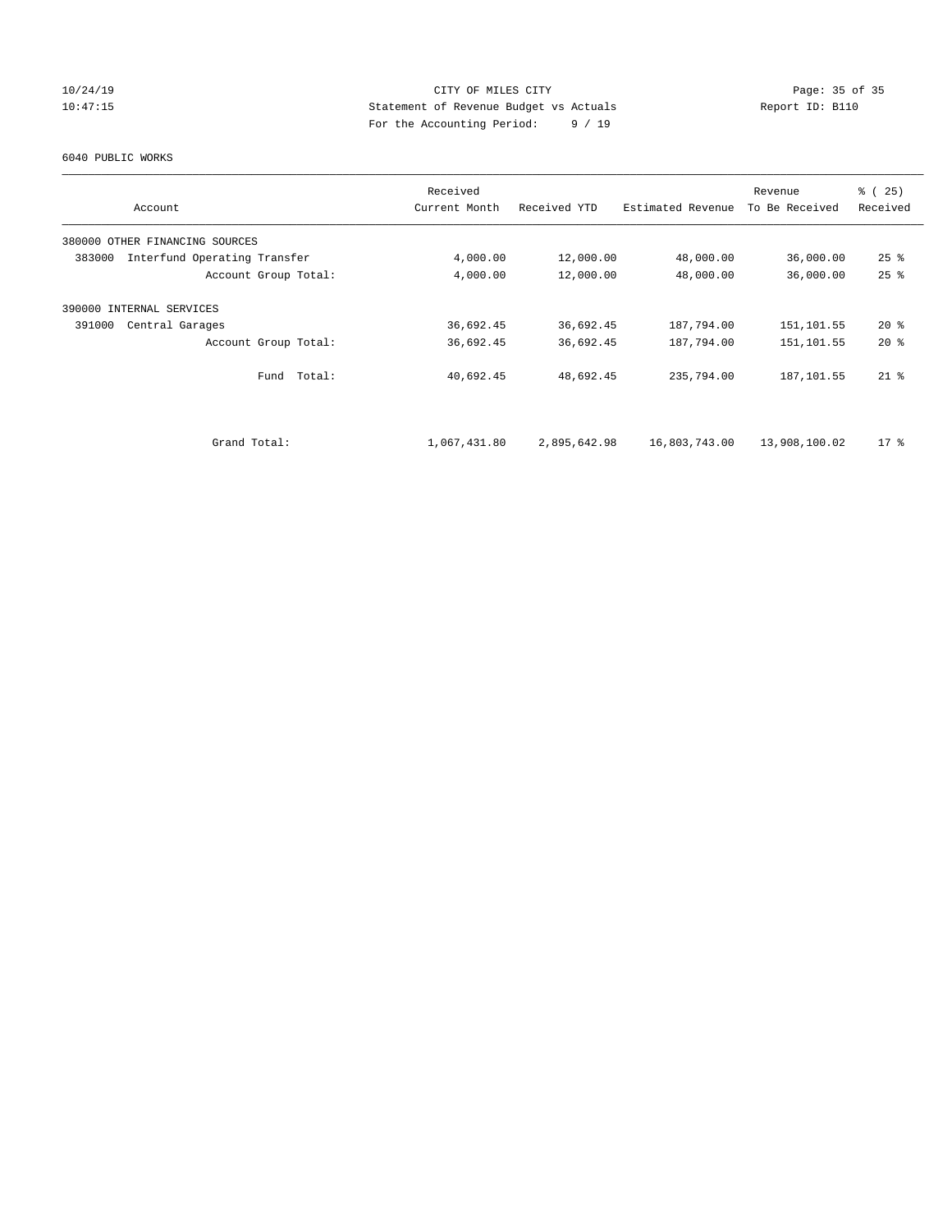CITY OF MILES CITY
Statement of Revenue Budget vs Actuals
For the Accounting Period: 9 / 19

6040 PUBLIC WORKS

| Account | Received Current Month | Received YTD | Estimated Revenue | Revenue To Be Received | % ( 25) Received |
|---|---|---|---|---|---|
| 380000 OTHER FINANCING SOURCES | | | | | |
| 383000 Interfund Operating Transfer | 4,000.00 | 12,000.00 | 48,000.00 | 36,000.00 | 25 % |
| Account Group Total: | 4,000.00 | 12,000.00 | 48,000.00 | 36,000.00 | 25 % |
| 390000 INTERNAL SERVICES | | | | | |
| 391000 Central Garages | 36,692.45 | 36,692.45 | 187,794.00 | 151,101.55 | 20 % |
| Account Group Total: | 36,692.45 | 36,692.45 | 187,794.00 | 151,101.55 | 20 % |
| Fund Total: | 40,692.45 | 48,692.45 | 235,794.00 | 187,101.55 | 21 % |
| Grand Total: | 1,067,431.80 | 2,895,642.98 | 16,803,743.00 | 13,908,100.02 | 17 % |